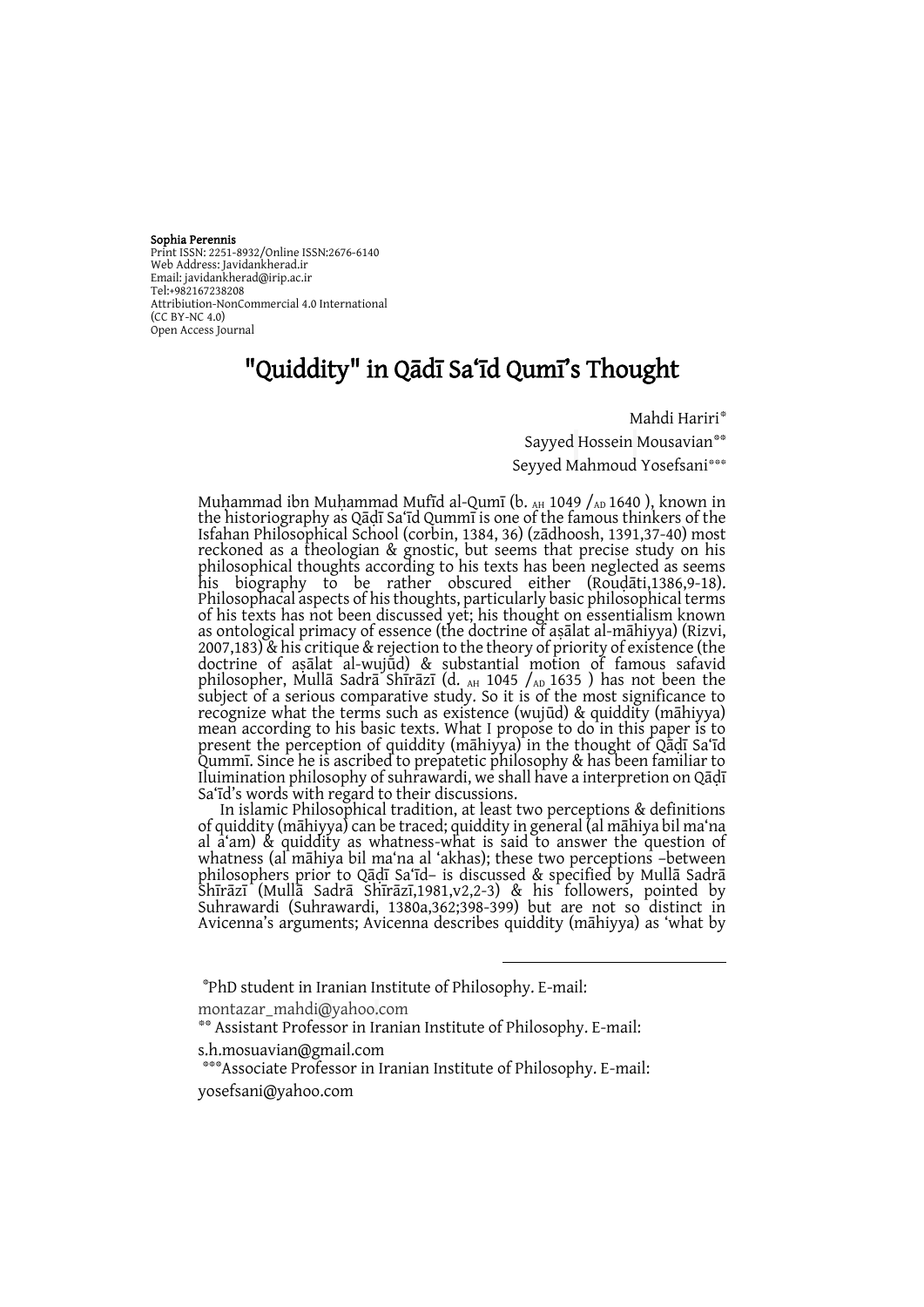**Sophia Perennis**
Print ISSN: 2251-8932/Online ISSN:2676-6140
Web Address: Javidankherad.ir
Email: javidankherad@irip.ac.ir
Tel:+982167238208
Attribiution-NonCommercial 4.0 International
(CC BY-NC 4.0)
Open Access Journal

# "Quiddity" in Qādī Sa'īd Qumī's Thought

Mahdi Hariri[*]

Sayyed Hossein Mousavian[**]

Seyyed Mahmoud Yosefsani[***]

Muḥammad ibn Muḥammad Mufīd al-Qumī (b. AH 1049 / AD 1640 ), known in the historiography as Qāḍī Sa'īd Qummī is one of the famous thinkers of the Isfahan Philosophical School (corbin, 1384, 36) (zādhoosh, 1391,37-40) most reckoned as a theologian & gnostic, but seems that precise study on his philosophical thoughts according to his texts has been neglected as seems his biography to be rather obscured either (Rouḍāti,1386,9-18). Philosophacal aspects of his thoughts, particularly basic philosophical terms of his texts has not been discussed yet; his thought on essentialism known as ontological primacy of essence (the doctrine of aṣālat al-māhiyya) (Rizvi, 2007,183) & his critique & rejection to the theory of priority of existence (the doctrine of aṣālat al-wujūd) & substantial motion of famous safavid philosopher, Mullā Sadrā Shīrāzī (d. AH 1045 / AD 1635 ) has not been the subject of a serious comparative study. So it is of the most significance to recognize what the terms such as existence (wujūd) & quiddity (māhiyya) mean according to his basic texts. What I propose to do in this paper is to present the perception of quiddity (māhiyya) in the thought of Qāḍī Sa'īd Qummī. Since he is ascribed to prepatetic philosophy & has been familiar to Iluimination philosophy of suhrawardi, we shall have a interpretion on Qāḍī Sa'īd's words with regard to their discussions.

In islamic Philosophical tradition, at least two perceptions & definitions of quiddity (māhiyya) can be traced; quiddity in general (al māhiya bil ma'na al a'am) & quiddity as whatness-what is said to answer the question of whatness (al māhiya bil ma'na al 'akhas); these two perceptions –between philosophers prior to Qāḍī Sa'īd– is discussed & specified by Mullā Sadrā Shīrāzī (Mullā Sadrā Shīrāzī,1981,v2,2-3) & his followers, pointed by Suhrawardi (Suhrawardi, 1380a,362;398-399) but are not so distinct in Avicenna's arguments; Avicenna describes quiddity (māhiyya) as 'what by

---

[*] PhD student in Iranian Institute of Philosophy. E-mail: montazar_mahdi@yahoo.com

[**] Assistant Professor in Iranian Institute of Philosophy. E-mail: s.h.mosuavian@gmail.com

[***] Associate Professor in Iranian Institute of Philosophy. E-mail: yosefsani@yahoo.com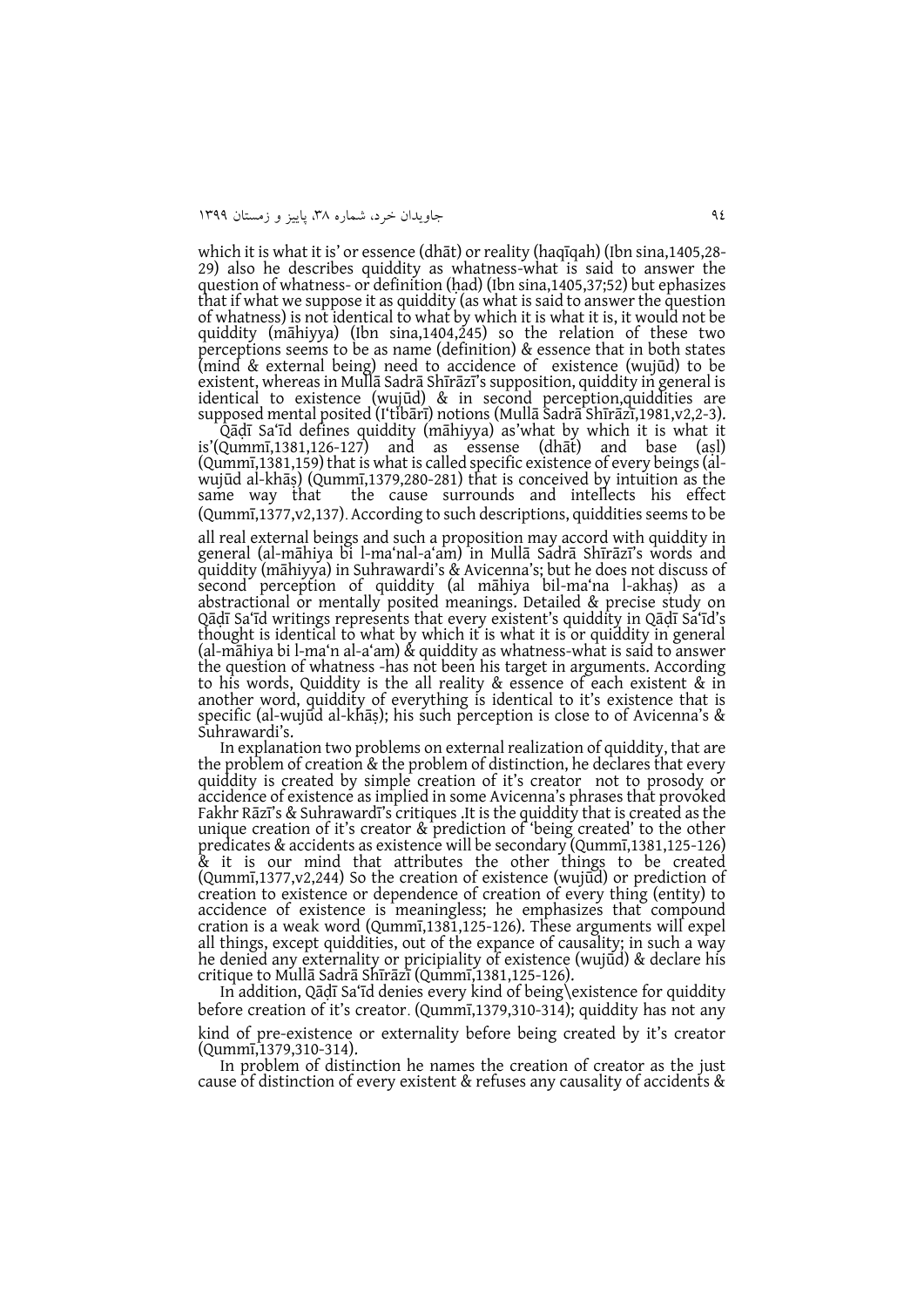which it is what it is' or essence (dhāt) or reality (haqīqah) (Ibn sina,1405,28-29) also he describes quiddity as whatness-what is said to answer the question of whatness- or definition (ḥad) (Ibn sina,1405,37;52) but ephasizes that if what we suppose it as quiddity (as what is said to answer the question of whatness) is not identical to what by which it is what it is, it would not be quiddity (māhiyya) (Ibn sina,1404,245) so the relation of these two perceptions seems to be as name (definition) & essence that in both states (mind & external being) need to accidence of existence (wujūd) to be existent, whereas in Mullā Sadrā Shīrāzī's supposition, quiddity in general is identical to existence (wujūd) & in second perception,quiddities are supposed mental posited (I'tibārī) notions (Mullā Sadrā Shīrāzī,1981,v2,2-3).

Qāḍī Sa'īd defines quiddity (māhiyya) as'what by which it is what it is'(Qummī,1381,126-127) and as essense (dhāt) and base (aṣl) (Qummī,1381,159) that is what is called specific existence of every beings (al-wujūd al-khāṣ) (Qummī,1379,280-281) that is conceived by intuition as the same way that the cause surrounds and intellects his effect (Qummī,1377,v2,137). According to such descriptions, quiddities seems to be all real external beings and such a proposition may accord with quiddity in general (al-māhiya bi l-ma'nal-a'am) in Mullā Sadrā Shīrāzī's words and quiddity (māhiyya) in Suhrawardi's & Avicenna's; but he does not discuss of second perception of quiddity (al māhiya bil-ma'na l-akhaṣ) as a abstractional or mentally posited meanings. Detailed & precise study on Qāḍī Sa'īd writings represents that every existent's quiddity in Qāḍī Sa'īd's thought is identical to what by which it is what it is or quiddity in general (al-māhiya bi l-ma'n al-a'am) & quiddity as whatness-what is said to answer the question of whatness -has not been his target in arguments. According to his words, Quiddity is the all reality & essence of each existent & in another word, quiddity of everything is identical to it's existence that is specific (al-wujūd al-khāṣ); his such perception is close to of Avicenna's & Suhrawardi's.

In explanation two problems on external realization of quiddity, that are the problem of creation & the problem of distinction, he declares that every quiddity is created by simple creation of it's creator not to prosody or accidence of existence as implied in some Avicenna's phrases that provoked Fakhr Rāzī's & Suhrawardī's critiques .It is the quiddity that is created as the unique creation of it's creator & prediction of 'being created' to the other predicates & accidents as existence will be secondary (Qummī,1381,125-126) & it is our mind that attributes the other things to be created (Qummī,1377,v2,244) So the creation of existence (wujūd) or prediction of creation to existence or dependence of creation of every thing (entity) to accidence of existence is meaningless; he emphasizes that compound cration is a weak word (Qummī,1381,125-126). These arguments will expel all things, except quiddities, out of the expance of causality; in such a way he denied any externality or pricipiality of existence (wujūd) & declare his critique to Mullā Sadrā Shīrāzī (Qummī,1381,125-126).

In addition, Qāḍī Sa'īd denies every kind of being\existence for quiddity before creation of it's creator. (Qummī,1379,310-314); quiddity has not any kind of pre-existence or externality before being created by it's creator (Qummī,1379,310-314).

In problem of distinction he names the creation of creator as the just cause of distinction of every existent & refuses any causality of accidents &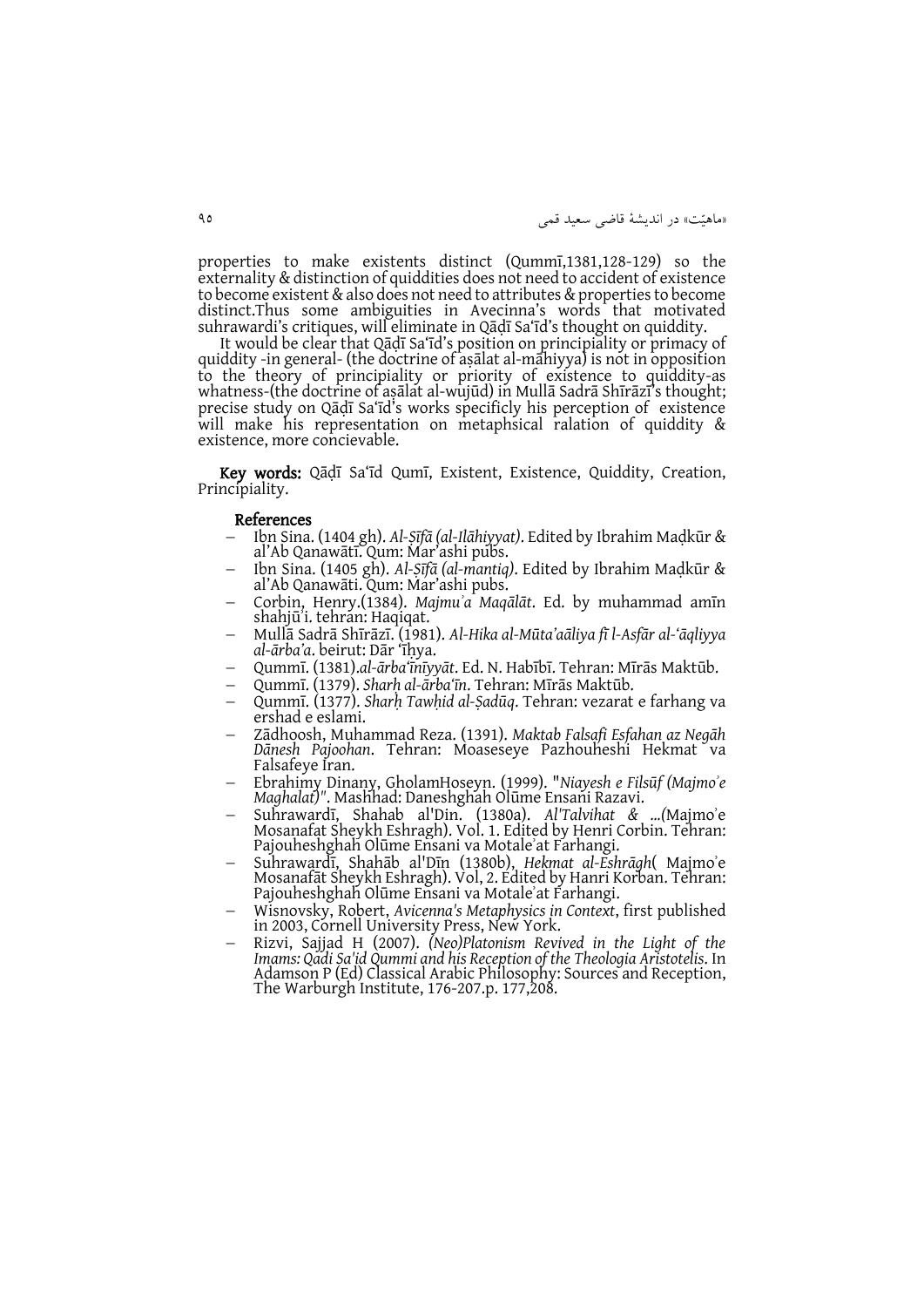properties to make existents distinct (Qummī,1381,128-129) so the externality & distinction of quiddities does not need to accident of existence to become existent & also does not need to attributes & properties to become distinct.Thus some ambiguities in Avecinna's words that motivated suhrawardi's critiques, will eliminate in Qāḍī Sa'īd's thought on quiddity.

It would be clear that Qāḍī Sa'īd's position on principiality or primacy of quiddity -in general- (the doctrine of aṣālat al-māhiyya) is not in opposition to the theory of principiality or priority of existence to quiddity-as whatness-(the doctrine of aṣālat al-wujūd) in Mullā Sadrā Shīrāzī's thought; precise study on Qāḍī Sa'īd's works specificly his perception of existence will make his representation on metaphsical ralation of quiddity & existence, more concievable.

**Key words:** Qāḍī Sa'īd Qumī, Existent, Existence, Quiddity, Creation, Principiality.

## References

- Ibn Sina. (1404 gh). *Al-Ṣīfā (al-Ilāhiyyat)*. Edited by Ibrahim Maḍkūr & al'Ab Qanawātī. Qum: Mar'ashi pubs.
- Ibn Sina. (1405 gh). *Al-Ṣīfā (al-mantiq)*. Edited by Ibrahim Maḍkūr & al'Ab Qanawāti. Qum: Mar'ashi pubs.
- Corbin, Henry.(1384). *Majmu'a Maqālāt*. Ed. by muhammad amīn shahjū'i. tehran: Haqiqat.
- Mullā Sadrā Shīrāzī. (1981). *Al-Hika al-Mūta'aāliya fī l-Asfār al-'āqliyya al-ārba'a*. beirut: Dār 'īḥya.
- Qummī. (1381).*al-ārba'īnīyyāt*. Ed. N. Habībī. Tehran: Mīrās Maktūb.
- Qummī. (1379). *Sharḥ al-ārba'īn*. Tehran: Mīrās Maktūb.
- Qummī. (1377). *Sharḥ Tawḥid al-Ṣadūq*. Tehran: vezarat e farhang va ershad e eslami.
- Zādhoosh, Muhammad Reza. (1391). *Maktab Falsafī Esfahan az Negāh Dānesh Pajoohan*. Tehran: Moaseseye Pazhouheshi Hekmat va Falsafeye Iran.
- Ebrahimy Dinany, GholamHoseyn. (1999). "*Niayesh e Filsūf (Majmo'e Maghalat)"*. Mashhad: Daneshghah Olūme Ensani Razavi.
- Suhrawardī, Shahab al'Din. (1380a). *Al'Talvihat & ...*(Majmo'e Mosanafat Sheykh Eshragh). Vol. 1. Edited by Henri Corbin. Tehran: Pajouheshghah Olūme Ensani va Motale'at Farhangi.
- Suhrawardī, Shahāb al'Dīn (1380b), *Hekmat al-Eshrāgh*( Majmo'e Mosanafāt Sheykh Eshragh). Vol, 2. Edited by Hanri Korban. Tehran: Pajouheshghah Olūme Ensani va Motale'at Farhangi.
- Wisnovsky, Robert, *Avicenna's Metaphysics in Context*, first published in 2003, Cornell University Press, New York.
- Rizvi, Sajjad H (2007). *(Neo)Platonism Revived in the Light of the Imams: Qadi Sa'id Qummi and his Reception of the Theologia Aristotelis*. In Adamson P (Ed) Classical Arabic Philosophy: Sources and Reception, The Warburgh Institute, 176-207.p. 177,208.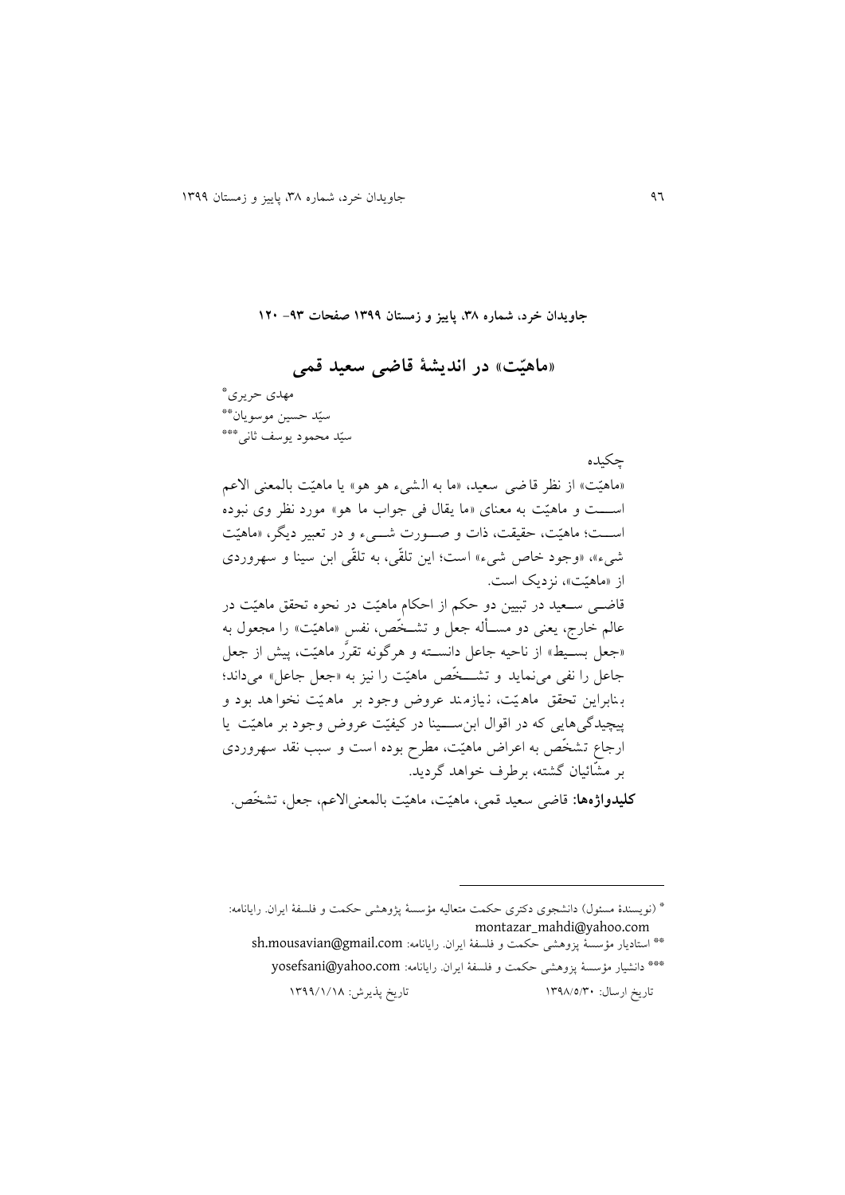جاویدان خرد، شماره ۳۸، پاییز و زمستان ۱۳۹۹ صفحات ۹۳- ۱۲۰

# «ماهیّت» در اندیشۀ قاضی سعید قمی

مهدی حریری*

سیّد حسین موسویان**

سیّد محمود یوسف ثانی***

چکیده

«ماهیّت» از نظر قاضی سعید، «ما به الشیء هو هو» یا ماهیّت بالمعنی الاعم است و ماهیّت به معنای «ما یقال فی جواب ما هو» مورد نظر وی نبوده است؛ ماهیّت، حقیقت، ذات و صورت شیء و در تعبیر دیگر، «ماهیّت شیء»، «وجود خاص شیء» است؛ این تلقّی، به تلقّی ابن سینا و سهروردی از «ماهیّت»، نزدیک است.

قاضی سعید در تبیین دو حکم از احکام ماهیّت در نحوه تحقق ماهیّت در عالم خارج، یعنی دو مسأله جعل و تشخّص، نفس «ماهیّت» را مجعول به «جعل بسیط» از ناحیه جاعل دانسته و هرگونه تقرّر ماهیّت، پیش از جعل جاعل را نفی می‌نماید و تشخّص ماهیّت را نیز به «جعل جاعل» می‌داند؛ بنابراین تحقق ماهیّت، نیازمند عروض وجود بر ماهیّت نخواهد بود و پیچیدگی‌هایی که در اقوال ابن‌سینا در کیفیّت عروض وجود بر ماهیّت یا ارجاع تشخّص به اعراض ماهیّت، مطرح بوده است و سبب نقد سهروردی بر مشّائیان گشته، برطرف خواهد گردید.

**کلیدواژه‌ها:** قاضی سعید قمی، ماهیّت، ماهیّت بالمعنی‌الاعم، جعل، تشخّص.

---

* (نویسندۀ مسئول) دانشجوی دکتری حکمت متعالیه مؤسسۀ پژوهشی حکمت و فلسفۀ ایران. رایانامه: montazar_mahdi@yahoo.com

** استادیار مؤسسۀ پژوهشی حکمت و فلسفۀ ایران. رایانامه: sh.mousavian@gmail.com

*** دانشیار مؤسسۀ پژوهشی حکمت و فلسفۀ ایران. رایانامه: yosefsani@yahoo.com

تاریخ ارسال: ۱۳۹۸/۵/۳۰ تاریخ پذیرش: ۱۳۹۹/۱/۱۸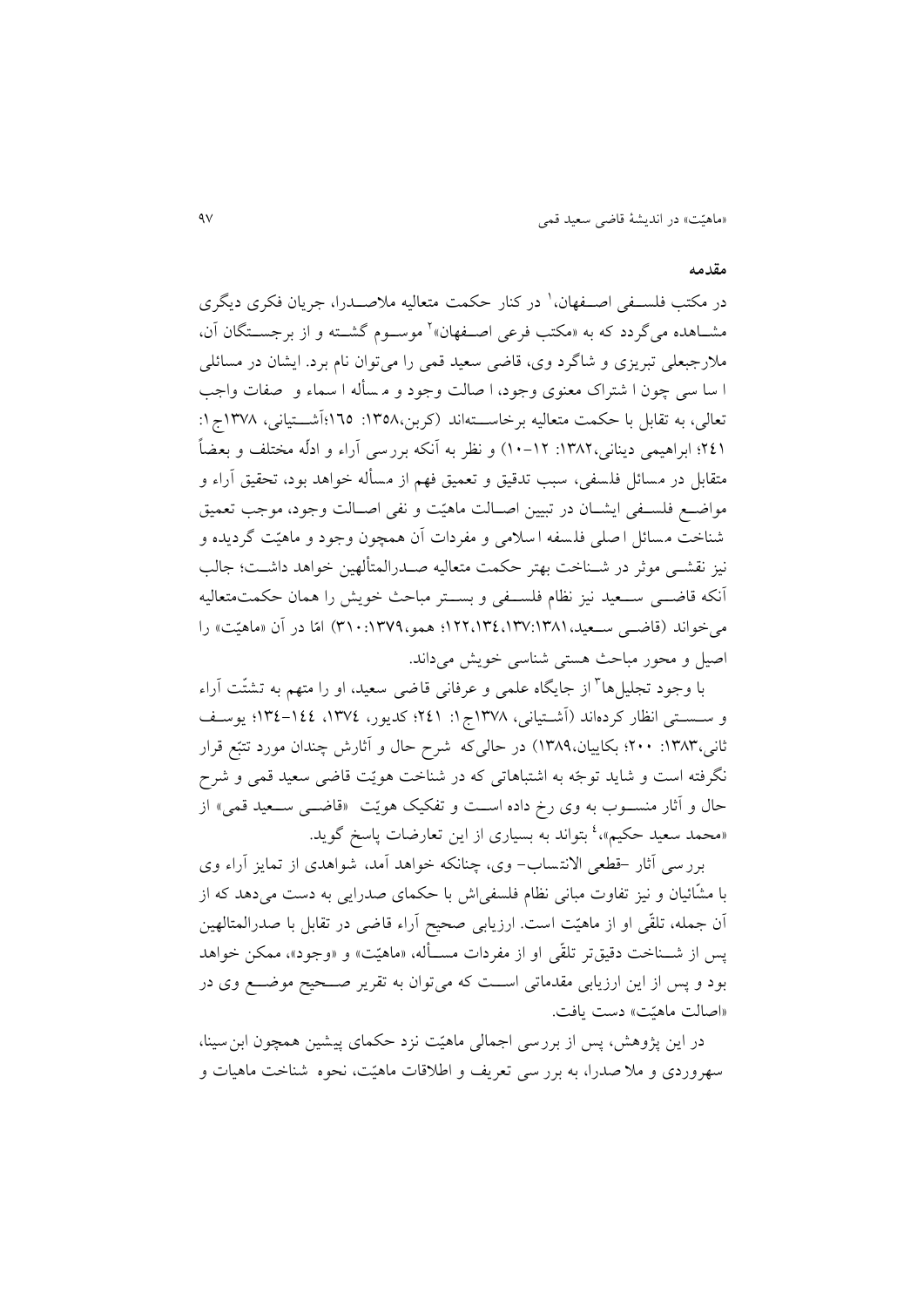## مقدمه

در مکتب فلسفی اصفهان،[1] در کنار حکمت متعالیه ملاصدرا، جریان فکری دیگری مشاهده می‌گردد که به «مکتب فرعی اصفهان»[2] موسوم گشته و از برجستگان آن، ملارجبعلی تبریزی و شاگرد وی، قاضی سعید قمی را می‌توان نام برد. ایشان در مسائلی اساسی چون اشتراک معنوی وجود، اصالت وجود و مسأله اسماء و صفات واجب تعالی، به تقابل با حکمت متعالیه برخاسته‌اند (کربن،۱۳۵۸: ۱۶۵؛آشتیانی، ۱۳۷۸ج۱: ۲۴۱؛ ابراهیمی دینانی،۱۳۸۲: ۱۲-۱۰) و نظر به آنکه بررسی آراء و ادلّه مختلف و بعضاً متقابل در مسائل فلسفی، سبب تدقیق و تعمیق فهم از مسأله خواهد بود، تحقیق آراء و مواضع فلسفی ایشان در تبیین اصالت ماهیّت و نفی اصالت وجود، موجب تعمیق شناخت مسائل اصلی فلسفه اسلامی و مفردات آن همچون وجود و ماهیّت گردیده و نیز نقشی موثر در شناخت بهتر حکمت متعالیه صدرالمتألهین خواهد داشت؛ جالب آنکه قاضی سعید نیز نظام فلسفی و بستر مباحث خویش را همان حکمت‌متعالیه می‌خواند (قاضی سعید،۱۳۸۱:۱۳۷،۱۳٤،۱۲۲؛ همو،۱۳۷۹:۳۱۰) امّا در آن «ماهیّت» را اصیل و محور مباحث هستی شناسی خویش می‌داند.

با وجود تجلیل‌ها[3] از جایگاه علمی و عرفانی قاضی سعید، او را متهم به تشتّت آراء و سستی انظار کرده‌اند (آشتیانی، ۱۳۷۸ج۱: ۲٤۱؛ کدیور، ۱۳۷٤، ۱٤٤-۱۳٤؛ یوسف ثانی،۱۳۸۳: ۲۰۰؛ بکاییان،۱۳۸۹) در حالی‌که شرح حال و آثارش چندان مورد تتبّع قرار نگرفته است و شاید توجّه به اشتباهاتی که در شناخت هویّت قاضی سعید قمی و شرح حال و آثار منسوب به وی رخ داده است و تفکیک هویّت «قاضی سعید قمی» از «محمد سعید حکیم»،[4] بتواند به بسیاری از این تعارضات پاسخ گوید.

بررسی آثار -قطعی الانتساب- وی، چنانکه خواهد آمد، شواهدی از تمایز آراء وی با مشّائیان و نیز تفاوت مبانی نظام فلسفی‌اش با حکمای صدرایی به دست می‌دهد که از آن جمله، تلقّی او از ماهیّت است. ارزیابی صحیح آراء قاضی در تقابل با صدرالمتالهین پس از شناخت دقیق‌تر تلقّی او از مفردات مسأله، «ماهیّت» و «وجود»، ممکن خواهد بود و پس از این ارزیابی مقدماتی است که می‌توان به تقریر صحیح موضع وی در «اصالت ماهیّت» دست یافت.

در این پژوهش، پس از بررسی اجمالی ماهیّت نزد حکمای پیشین همچون ابن‌سینا، سهروردی و ملا صدرا، به بررسی تعریف و اطلاقات ماهیّت، نحوه شناخت ماهیات و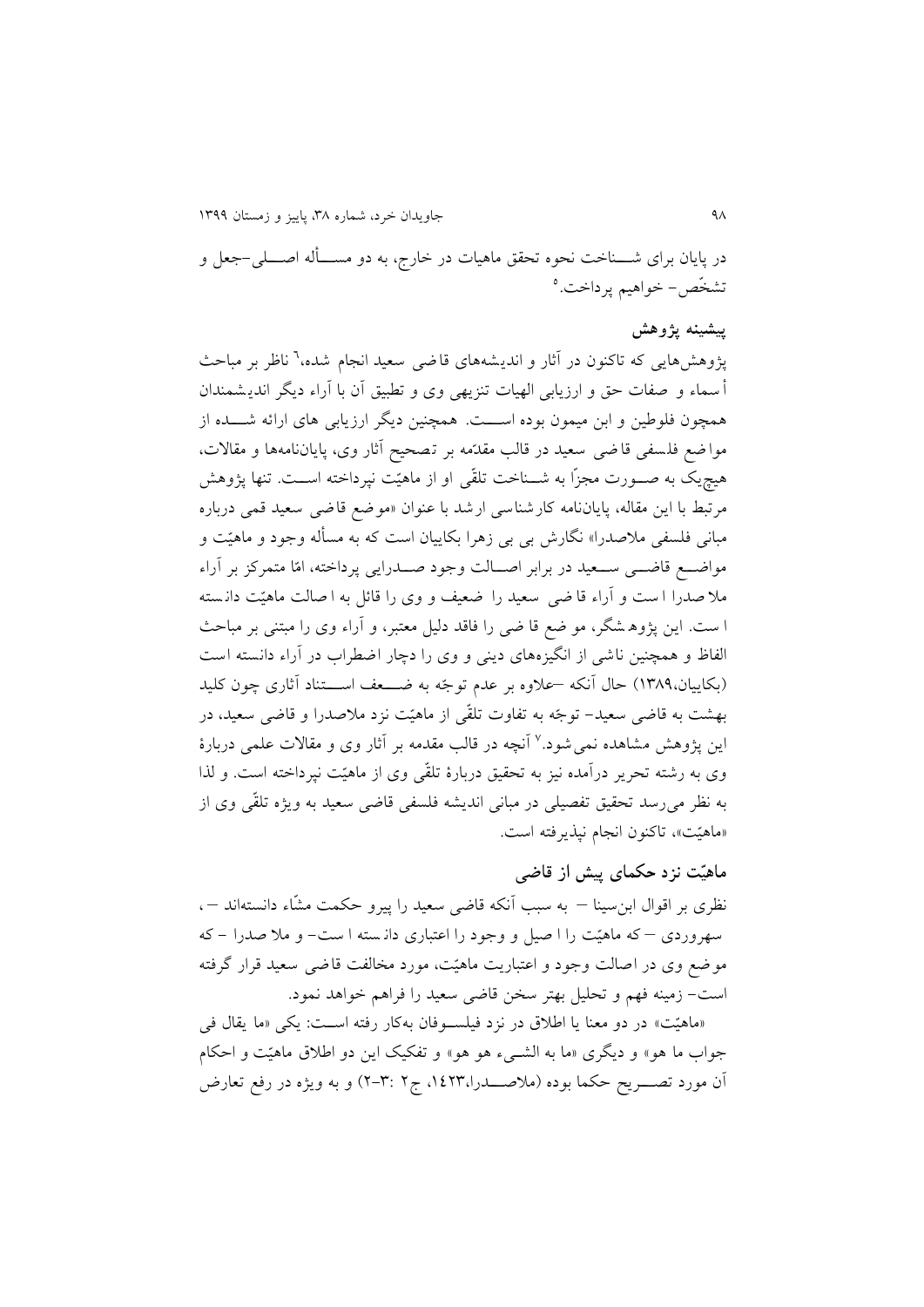در پایان برای شـــناخت نحوه تحقق ماهیات در خارج، به دو مســـأله اصـــلی–جعل و تشخّص– خواهیم پرداخت.[5]

## پیشینه پژوهش

پژوهش‌هایی که تاکنون در آثار و اندیشه‌های قاضی سعید انجام شده،[6] ناظر بر مباحث أسماء و صفات حق و ارزیابی الهیات تنزیهی وی و تطبیق آن با آراء دیگر اندیشمندان همچون فلوطین و ابن میمون بوده اســـت. همچنین دیگر ارزیابی های ارائه شـــده از مواضع فلسفی قاضی سعید در قالب مقدّمه بر تصحیح آثار وی، پایان‌نامه‌ها و مقالات، هیچ‌یک به صــورت مجزّا به شــناخت تلقّی او از ماهیّت نپرداخته اســت. تنها پژوهش مرتبط با این مقاله، پایان‌نامه کارشناسی ارشد با عنوان «موضع قاضی سعید قمی درباره مبانی فلسفی ملاصدرا» نگارش بی بی زهرا بکاییان است که به مسأله وجود و ماهیّت و مواضــع قاضــی ســعید در برابر اصــالت وجود صــدرایی پرداخته، امّا متمرکز بر آراء ملاصدرا است و آراء قاضی سعید را ضعیف و وی را قائل به اصالت ماهیّت دانسته است. این پژوهشگر، موضع قاضی را فاقد دلیل معتبر، و آراء وی را مبتنی بر مباحث الفاظ و همچنین ناشی از انگیزه‌های دینی و وی را دچار اضطراب در آراء دانسته است (بکاییان،۱۳۸۹) حال آنکه –علاوه بر عدم توجّه به ضـــعف اســـتناد آثاری چون کلید بهشت به قاضی سعید– توجّه به تفاوت تلقّی از ماهیّت نزد ملاصدرا و قاضی سعید، در این پژوهش مشاهده نمی‌شود.[7] آنچه در قالب مقدمه بر آثار وی و مقالات علمی دربارهٔ وی به رشته تحریر درآمده نیز به تحقیق دربارهٔ تلقّی وی از ماهیّت نپرداخته است. و لذا به نظر می‌رسد تحقیق تفصیلی در مبانی اندیشه فلسفی قاضی سعید به ویژه تلقّی وی از «ماهیّت»، تاکنون انجام نپذیرفته است.

## ماهیّت نزد حکمای پیش از قاضی

نظری بر اقوال ابن‌سینا – به سبب آنکه قاضی سعید را پیرو حکمت مشّاء دانسته‌اند –، سهروردی – که ماهیّت را اصیل و وجود را اعتباری دانسته است– و ملا صدرا – که موضع وی در اصالت وجود و اعتباریت ماهیّت، مورد مخالفت قاضی سعید قرار گرفته است– زمینه فهم و تحلیل بهتر سخن قاضی سعید را فراهم خواهد نمود.

«ماهیّت» در دو معنا یا اطلاق در نزد فیلســوفان به‌کار رفته اســت: یکی «ما یقال فی جواب ما هو» و دیگری «ما به الشــیء هو هو» و تفکیک این دو اطلاق ماهیّت و احکام آن مورد تصـــریح حکما بوده (ملاصـــدرا،۱۴۲۳، ج۲ :۳-۲) و به ویژه در رفع تعارض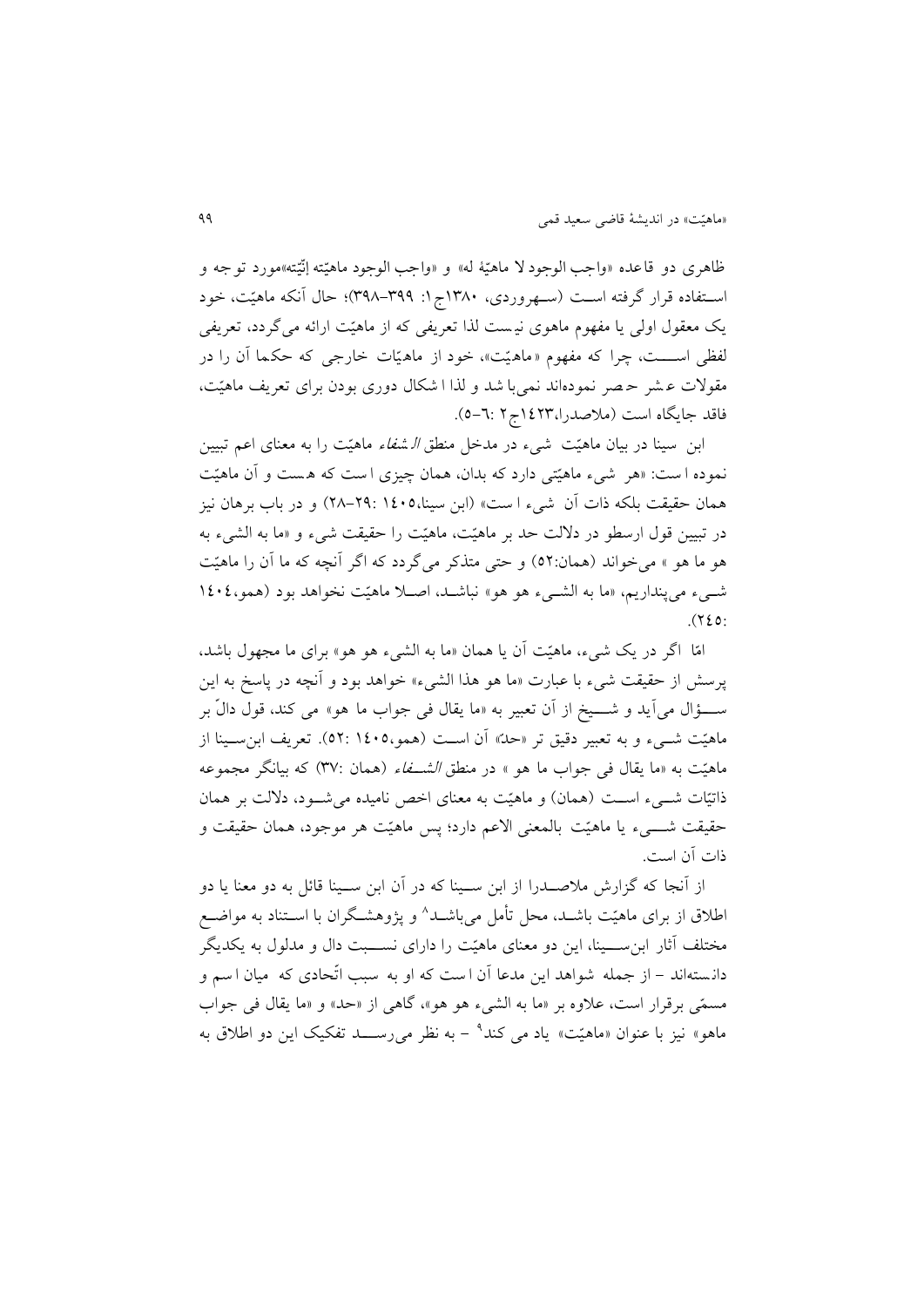ظاهری دو قاعده «واجب الوجود لا ماهیّهٔ له» و «واجب الوجود ماهیّته إنّیّته»مورد توجه و استفاده قرار گرفته است (سهروردی، ۱۳۸۰ج۱: ۳۹۹–۳۹۸)؛ حال آنکه ماهیّت، خود یک معقول اولی یا مفهوم ماهوی نیست لذا تعریفی که از ماهیّت ارائه می‌گردد، تعریفی لفظی است، چرا که مفهوم «ماهیّت»، خود از ماهیّات خارجی که حکما آن را در مقولات عشر حصر نموده‌اند نمی‌باشد و لذا اشکال دوری بودن برای تعریف ماهیّت، فاقد جایگاه است (ملاصدرا،۱۴۲۳ج۲ :۶–۵).

ابن سینا در بیان ماهیّت شیء در مدخل منطق *الشفاء* ماهیّت را به معنای اعم تبیین نموده است: «هر شیء ماهیّتی دارد که بدان، همان چیزی است که هست و آن ماهیّت همان حقیقت بلکه ذات آن شیء است» (ابن سینا،۱۴۰۵ :۲۹–۲۸) و در باب برهان نیز در تبیین قول ارسطو در دلالت حد بر ماهیّت، ماهیّت را حقیقت شیء و «ما به الشیء به هو ما هو » می‌خواند (همان:۵۲) و حتی متذکر می‌گردد که اگر آنچه که ما آن را ماهیّت شیء می‌پنداریم، «ما به الشیء هو هو» نباشد، اصلا ماهیّت نخواهد بود (همو،۱۴۰۴ :۲۴۵).

امّا اگر در یک شیء، ماهیّت آن یا همان «ما به الشیء هو هو» برای ما مجهول باشد، پرسش از حقیقت شیء با عبارت «ما هو هذا الشیء» خواهد بود و آنچه در پاسخ به این سؤال می‌آید و شیخ از آن تعبیر به «ما یقال فی جواب ما هو» می کند، قول دالّ بر ماهیّت شیء و به تعبیر دقیق تر «حدّ» آن است (همو،۱۴۰۵ :۵۲). تعریف ابن‌سینا از ماهیّت به «ما یقال فی جواب ما هو » در منطق *الشفاء* (همان :۳۷) که بیانگر مجموعه ذاتیّات شیء است (همان) و ماهیّت به معنای اخص نامیده می‌شود، دلالت بر همان حقیقت شیء یا ماهیّت بالمعنی الاعم دارد؛ پس ماهیّت هر موجود، همان حقیقت و ذات آن است.

از آنجا که گزارش ملاصدرا از ابن سینا که در آن ابن سینا قائل به دو معنا یا دو اطلاق از برای ماهیّت باشد، محل تأمل می‌باشد[8] و پژوهشگران با استناد به مواضع مختلف آثار ابن‌سینا، این دو معنای ماهیّت را دارای نسبت دال و مدلول به یکدیگر دانسته‌اند – از جمله شواهد این مدعا آن است که او به سبب اتّحادی که میان اسم و مسمّی برقرار است، علاوه بر «ما به الشیء هو هو»، گاهی از «حد» و «ما یقال فی جواب ماهو» نیز با عنوان «ماهیّت» یاد می کند[9] – به نظر می‌رسد تفکیک این دو اطلاق به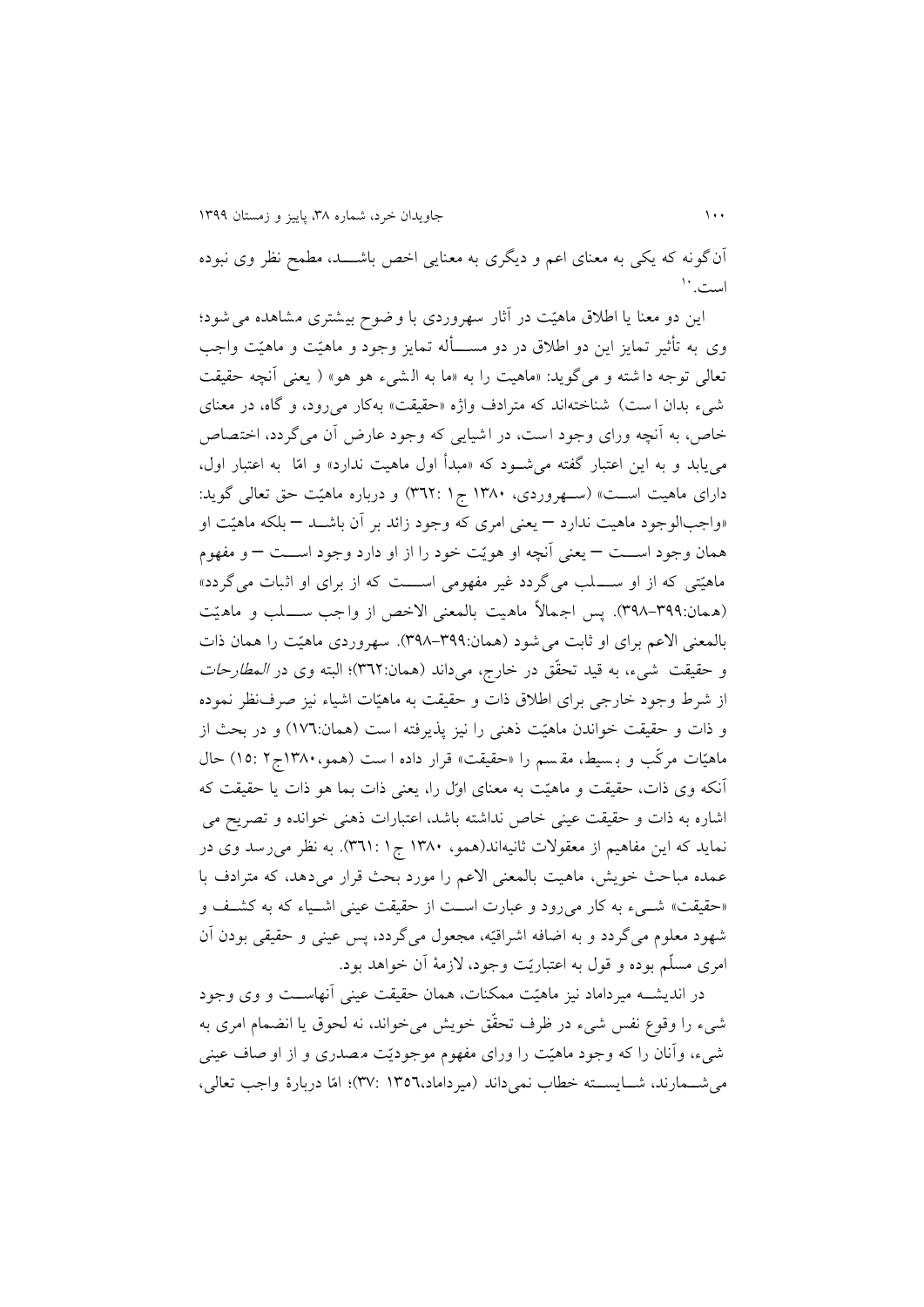آن‌گونه که یکی به معنای اعم و دیگری به معنایی اخص باشـــد، مطمح نظر وی نبوده است.[10]

این دو معنا یا اطلاق ماهیّت در آثار سهروردی با وضوح بیشتری مشاهده می‌شود؛ وی به تأثیر تمایز این دو اطلاق در دو مســـأله تمایز وجود و ماهیّت و ماهیّت واجب تعالی توجه داشته و می‌گوید: «ماهیت را به «ما به الشیء هو هو» ( یعنی آنچه حقیقت شیء بدان است) شناخته‌اند که مترادف واژه «حقیقت» به‌کار می‌رود، و گاه، در معنای خاص، به آنچه ورای وجود است، در اشیایی که وجود عارض آن می‌گردد، اختصاص می‌یابد و به این اعتبار گفته می‌شـود که «مبدأ اول ماهیت ندارد» و امّا به اعتبار اول، دارای ماهیت اســـت» (ســـهروردی، ۱۳۸۰ ج۱ :۳۶۲) و درباره ماهیّت حق تعالی گوید: «واجب‌الوجود ماهیت ندارد — یعنی امری که وجود زائد بر آن باشـد — بلکه ماهیّت او همان وجود اســـت — یعنی آنچه او هویّت خود را از او دارد وجود اســـت — و مفهوم ماهیّتی که از او ســـلب می‌گردد غیر مفهومی اســـت که از برای او اثبات می‌گردد» (همان:۳۹۹–۳۹۸). پس اجمالاً ماهیت بالمعنی الاخص از واجب ســـلب و ماهیّت بالمعنی الاعم برای او ثابت می‌شود (همان:۳۹۹–۳۹۸). سهروردی ماهیّت را همان ذات و حقیقت شیء، به قید تحقّق در خارج، می‌داند (همان:۳۶۲)؛ البته وی در *المطارحات* از شرط وجود خارجی برای اطلاق ذات و حقیقت به ماهیّات اشیاء نیز صرف‌نظر نموده و ذات و حقیقت خواندن ماهیّت ذهنی را نیز پذیرفته است (همان:۱۷۶) و در بحث از ماهیّات مرکّب و بسیط، مقسم را «حقیقت» قرار داده است (همو،۱۳۸۰ج۲ :۱۵) حال آنکه وی ذات، حقیقت و ماهیّت به معنای اوّل را، یعنی ذات بما هو ذات یا حقیقت که اشاره به ذات و حقیقت عینی خاص نداشته باشد، اعتبارات ذهنی خوانده و تصریح می نماید که این مفاهیم از معقولات ثانیه‌اند(همو، ۱۳۸۰ ج۱ :۳۶۱). به نظر می‌رسد وی در عمده مباحث خویش، ماهیت بالمعنی الاعم را مورد بحث قرار می‌دهد، که مترادف با «حقیقت» شـیء به کار می‌رود و عبارت اســت از حقیقت عینی اشــیاء که به کشــف و شهود معلوم می‌گردد و به اضافه اشراقیّه، مجعول می‌گردد، پس عینی و حقیقی بودن آن امری مسلّم بوده و قول به اعتباریّت وجود، لازمهٔ آن خواهد بود.

در اندیشـــه میرداماد نیز ماهیّت ممکنات، همان حقیقت عینی آنهاســـت و وی وجود شیء را وقوع نفس شیء در ظرف تحقّق خویش می‌خواند، نه لحوق یا انضمام امری به شیء، وآنان را که وجود ماهیّت را ورای مفهوم موجودیّت مصدری و از اوصاف عینی می‌شـــمارند، شـــایســـته خطاب نمی‌داند (میرداماد،۱۳۵۶ :۳۷)؛ امّا دربارهٔ واجب تعالی،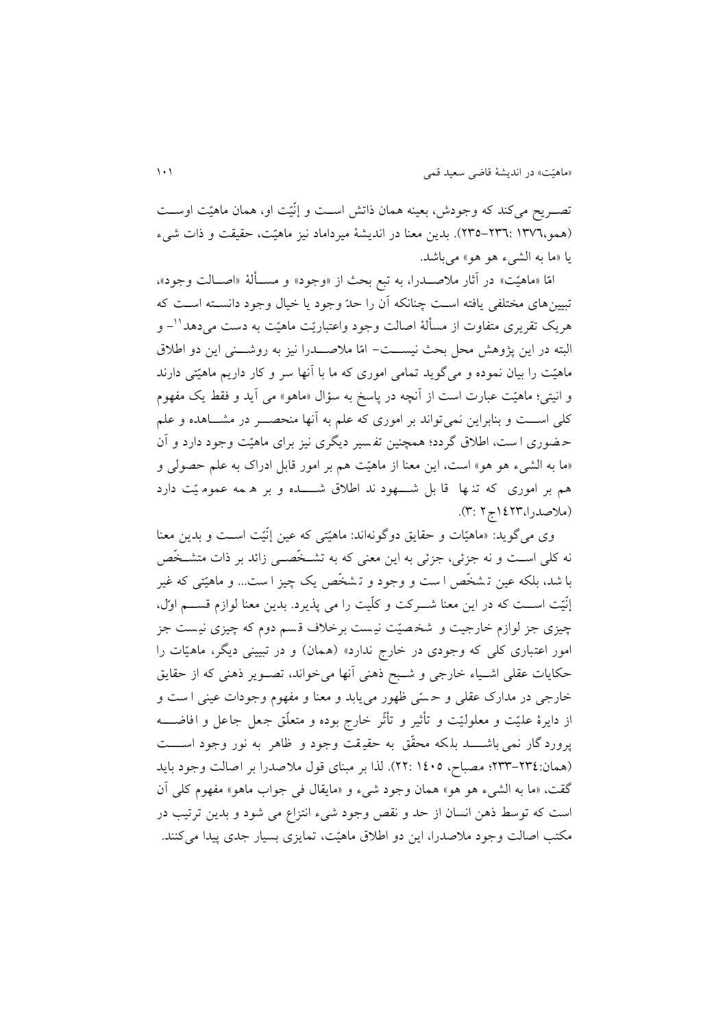تصـریح می‌کند که وجودش، بعینه همان ذاتش اسـت و إنِّیّت او، همان ماهیّت اوسـت (همو،۱۳۷٦ :۲۳٦-۲۳٥). بدین معنا در اندیشهٔ میرداماد نیز ماهیّت، حقیقت و ذات شیء یا «ما به الشیء هو هو» می‌باشد.

امّا «ماهیّت» در آثار ملاصـدرا، به تبع بحث از «وجود» و مسـألهٔ «اصـالت وجود»، تبیین‌های مختلفی یافته اسـت چنانکه آن را حدّ وجود یا خیال وجود دانسـته اسـت که هریک تقریری متفاوت از مسألهٔ اصالت وجود واعتباریّت ماهیّت به دست می‌دهد[11]- و البته در این پژوهش محل بحث نیسـت- امّا ملاصـدرا نیز به روشـنی این دو اطلاق ماهیّت را بیان نموده و می‌گوید تمامی اموری که ما با آنها سر و کار داریم ماهیّتی دارند و انیتی؛ ماهیّت عبارت است از آنچه در پاسخ به سؤال «ماهو» می آید و فقط یک مفهوم کلی اسـت و بنابراین نمی‌تواند بر اموری که علم به آنها منحصـر در مشـاهده و علم حضوری است، اطلاق گردد؛ همچنین تفسیر دیگری نیز برای ماهیّت وجود دارد و آن «ما به الشیء هو هو» است، این معنا از ماهیّت هم بر امور قابل ادراک به علم حصولی و هم بر اموری که تنها قابل شـهود ند اطلاق شـده و بر همه عمومیّت دارد (ملاصدرا،۱٤۲۳ج۲ :۳).

وی می‌گوید: «ماهیّات و حقایق دوگونه‌اند: ماهیّتی که عین إنِّیّت اسـت و بدین معنا نه کلی اسـت و نه جزئی، جزئی به این معنی که به تشـخّصـی زائد بر ذات متشـخّص باشد، بلکه عین تشخّص است و وجود و تشخّص یک چیز است... و ماهیّتی که غیر إنِّیّت اسـت که در این معنا شـرکت و کلّیت را می پذیرد. بدین معنا لوازم قسـم اوّل، چیزی جز لوازم خارجیت و شخصیّت نیست برخلاف قسم دوم که چیزی نیست جز امور اعتباری کلی که وجودی در خارج ندارد» (همان) و در تبیینی دیگر، ماهیّات را حکایات عقلی اشـیاء خارجی و شـبح ذهنی آنها می‌خواند، تصـویر ذهنی که از حقایق خارجی در مدارک عقلی و حسّی ظهور می‌یابد و معنا و مفهوم وجودات عینی است و از دایرهٔ علیّت و معلولیّت و تأثیر و تأثّر خارج بوده و متعلّق جعل جاعل و افاضـه پرورد گار نمی باشـد بلکه محقّق به حقیقت وجود و ظاهر به نور وجود اسـت (همان:۲۳٤-۲۳۳؛ مصباح، ۱٤۰٥ :۲۲). لذا بر مبنای قول ملاصدرا بر اصالت وجود باید گفت، «ما به الشیء هو هو» همان وجود شیء و «مایقال فی جواب ماهو» مفهوم کلی آن است که توسط ذهن انسان از حد و نقص وجود شیء انتزاع می شود و بدین ترتیب در مکتب اصالت وجود ملاصدرا، این دو اطلاق ماهیّت، تمایزی بسیار جدی پیدا می‌کنند.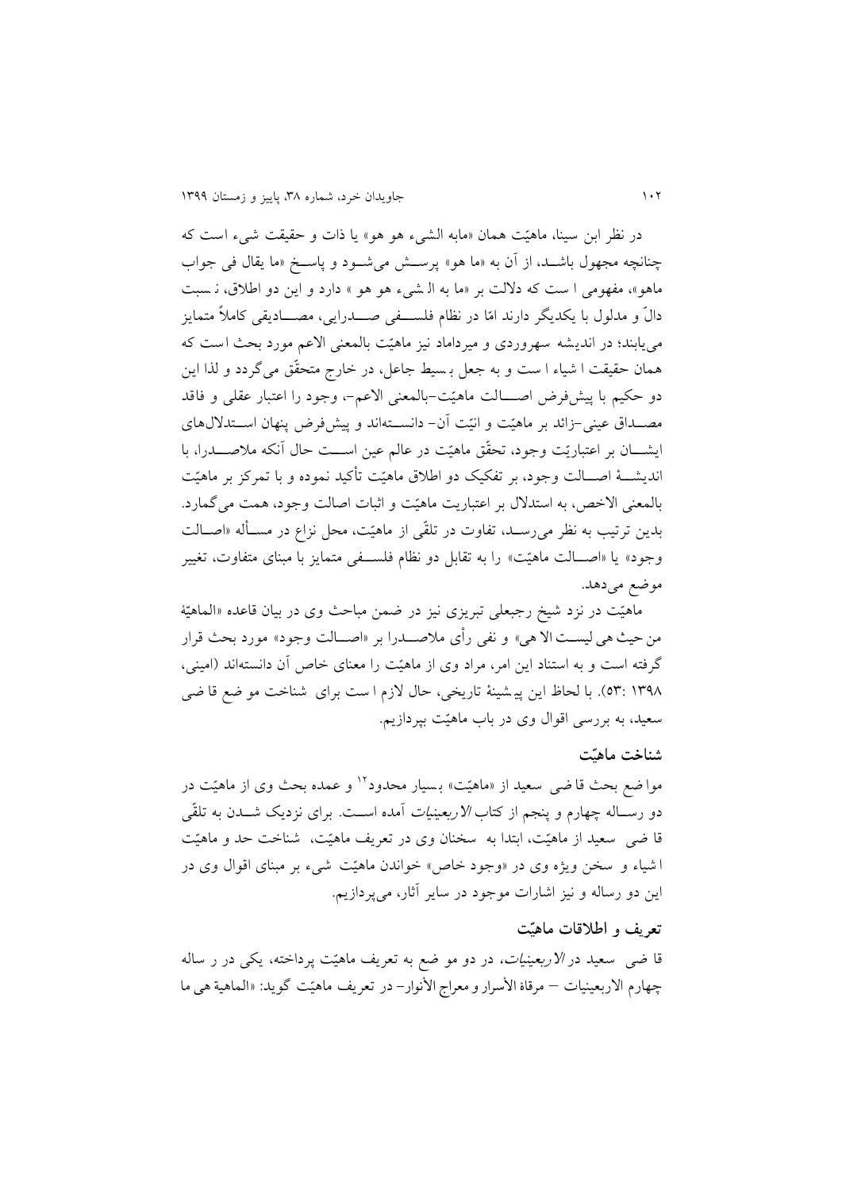در نظر ابن سینا، ماهیّت همان «مابه الشیء هو هو» یا ذات و حقیقت شیء است که چنانچه مجهول باشد، از آن به «ما هو» پرسش می‌شود و پاسخ «ما یقال فی جواب ماهو»، مفهومی است که دلالت بر «ما به الشیء هو هو» دارد و این دو اطلاق، نسبت دالّ و مدلول با یکدیگر دارند امّا در نظام فلسفی صدرایی، مصادیقی کاملاً متمایز می‌یابند؛ در اندیشه سهروردی و میرداماد نیز ماهیّت بالمعنی الاعم مورد بحث است که همان حقیقت اشیاء است و به جعل بسیط جاعل، در خارج متحقّق می‌گردد و لذا این دو حکیم با پیش‌فرض اصالت ماهیّت-بالمعنی الاعم-، وجود را اعتبار عقلی و فاقد مصداق عینی-زائد بر ماهیّت و انیّت آن- دانسته‌اند و پیش‌فرض پنهان استدلال‌های ایشان بر اعتباریّت وجود، تحقّق ماهیّت در عالم عین است حال آنکه ملاصدرا، با اندیشهٔ اصالت وجود، بر تفکیک دو اطلاق ماهیّت تأکید نموده و با تمرکز بر ماهیّت بالمعنی الاخص، به استدلال بر اعتباریت ماهیّت و اثبات اصالت وجود، همت می‌گمارد. بدین ترتیب به نظر می‌رسد، تفاوت در تلقّی از ماهیّت، محل نزاع در مسأله «اصالت وجود» یا «اصالت ماهیّت» را به تقابل دو نظام فلسفی متمایز با مبنای متفاوت، تغییر موضع می‌دهد.

ماهیّت در نزد شیخ رجبعلی تبریزی نیز در ضمن مباحث وی در بیان قاعده «الماهیّة من حیث هی لیست الا هی» و نفی رأی ملاصدرا بر «اصالت وجود» مورد بحث قرار گرفته است و به استناد این امر، مراد وی از ماهیّت را معنای خاص آن دانسته‌اند (امینی، ۱۳۹۸: ۵۳). با لحاظ این پیشینهٔ تاریخی، حال لازم است برای شناخت موضع قاضی سعید، به بررسی اقوال وی در باب ماهیّت بپردازیم.

## شناخت ماهیّت

مواضع بحث قاضی سعید از «ماهیّت» بسیار محدود[12] و عمده بحث وی از ماهیّت در دو رساله چهارم و پنجم از کتاب *الاربعینیات* آمده است. برای نزدیک شدن به تلقّی قاضی سعید از ماهیّت، ابتدا به سخنان وی در تعریف ماهیّت، شناخت حد و ماهیّت اشیاء و سخن ویژه وی در «وجود خاص» خواندن ماهیّت شیء بر مبنای اقوال وی در این دو رساله و نیز اشارات موجود در سایر آثار، می‌پردازیم.

### تعریف و اطلاقات ماهیّت

قاضی سعید در *الاربعینیات*، در دو موضع به تعریف ماهیّت پرداخته، یکی در رساله چهارم الاربعینیات – مرقاة الأسرار و معراج الأنوار- در تعریف ماهیّت گوید: «الماهیة هی ما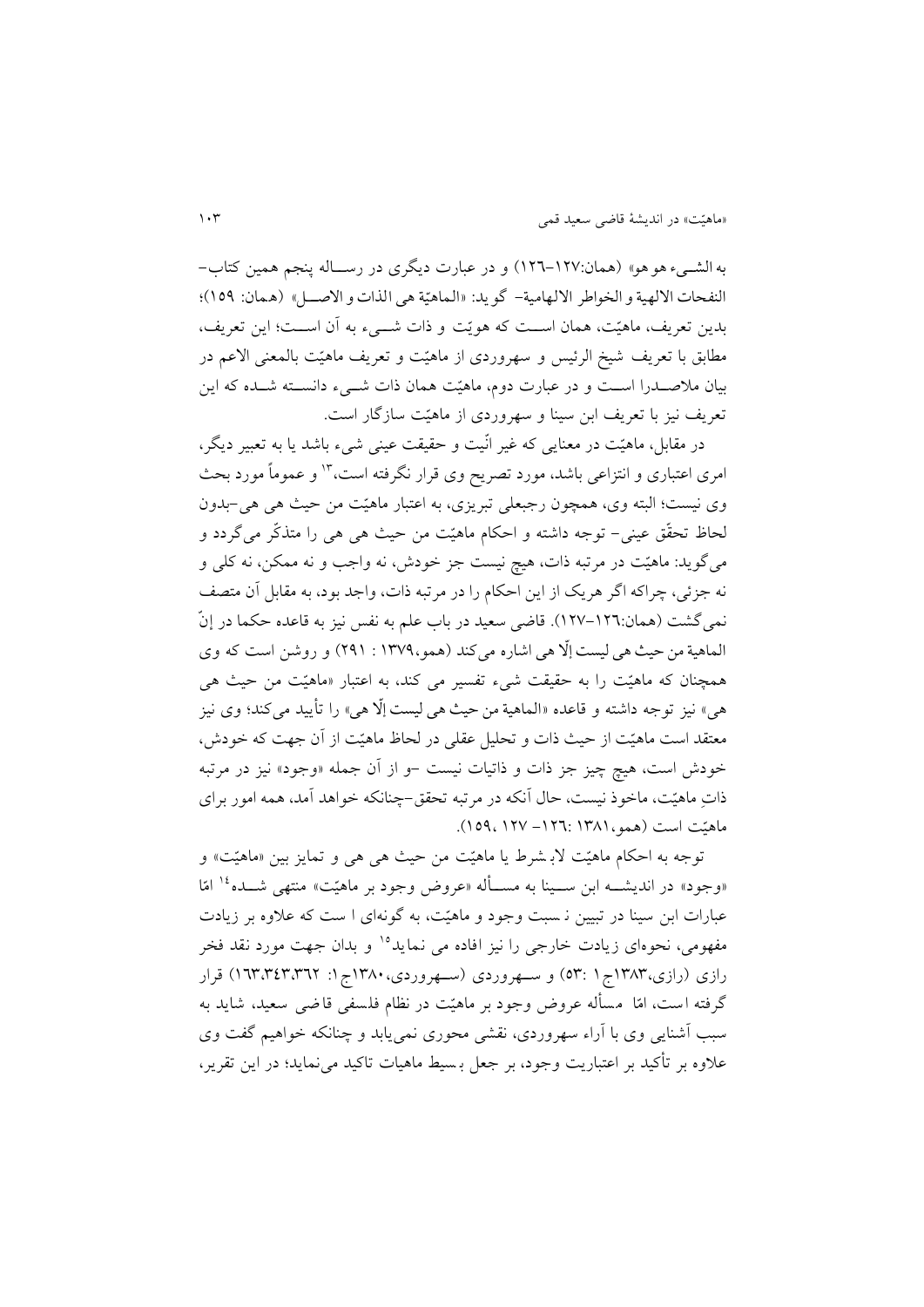به الشـیء هو هو» (همان:۱۲۷–۱۲۶) و در عبارت دیگری در رسـاله پنجم همین کتاب– النفحات الالهیة و الخواطر الالهامیة– گوید: «الماهیّة هی الذات و الاصـل» (همان: ۱۵۹)؛ بدین تعریف، ماهیّت، همان اسـت که هویّت و ذات شـیء به آن اسـت؛ این تعریف، مطابق با تعریف شیخ الرئیس و سهروردی از ماهیّت و تعریف ماهیّت بالمعنی الاعم در بیان ملاصـدرا اسـت و در عبارت دوم، ماهیّت همان ذات شـیء دانسـته شـده که این تعریف نیز با تعریف ابن سینا و سهروردی از ماهیّت سازگار است.

در مقابل، ماهیّت در معنایی که غیر انّیت و حقیقت عینی شیء باشد یا به تعبیر دیگر، امری اعتباری و انتزاعی باشد، مورد تصریح وی قرار نگرفته است،[13] و عموماً مورد بحث وی نیست؛ البته وی، همچون رجبعلی تبریزی، به اعتبار ماهیّت من حیث هی هی–بدون لحاظ تحقّق عینی– توجه داشته و احکام ماهیّت من حیث هی هی را متذکّر میگردد و میگوید: ماهیّت در مرتبه ذات، هیچ نیست جز خودش، نه واجب و نه ممکن، نه کلی و نه جزئی، چراکه اگر هریک از این احکام را در مرتبه ذات، واجد بود، به مقابل آن متصف نمیگشت (همان:۱۲۶–۱۲۷). قاضی سعید در باب علم به نفس نیز به قاعده حکما در إنّ الماهیة من حیث هی لیست إلّا هی اشاره میکند (همو،۱۳۷۹ : ۲۹۱) و روشن است که وی همچنان که ماهیّت را به حقیقت شیء تفسیر می کند، به اعتبار «ماهیّت من حیث هی هی» نیز توجه داشته و قاعده «الماهیة من حیث هی لیست إلّا هی» را تأیید میکند؛ وی نیز معتقد است ماهیّت از حیث ذات و تحلیل عقلی در لحاظ ماهیّت از آن جهت که خودش، خودش است، هیچ چیز جز ذات و ذاتیات نیست –و از آن جمله «وجود» نیز در مرتبه ذاتِ ماهیّت، ماخوذ نیست، حال آنکه در مرتبه تحقق–چنانکه خواهد آمد، همه امور برای ماهیّت است (همو،۱۳۸۱ :۱۲۶– ۱۲۷ ،۱۵۹).

توجه به احکام ماهیّت لابشرط یا ماهیّت من حیث هی هی و تمایز بین «ماهیّت» و «وجود» در اندیشـه ابن سـینا به مسـأله «عروض وجود بر ماهیّت» منتهی شـده[14] امّا عبارات ابن سینا در تبیین نسبت وجود و ماهیّت، به گونهای است که علاوه بر زیادت مفهومی، نحوهای زیادت خارجی را نیز افاده می نماید[15] و بدان جهت مورد نقد فخر رازی (رازی،۱۳۸۳ج۱ :۵۳) و سـهروردی (سـهروردی،۱۳۸۰ج۱: ۱۶۳،۳۴۳،۳۶۲) قرار گرفته است، امّا مسأله عروض وجود بر ماهیّت در نظام فلسفی قاضی سعید، شاید به سبب آشنایی وی با آراء سهروردی، نقشی محوری نمییابد و چنانکه خواهیم گفت وی علاوه بر تأکید بر اعتباریت وجود، بر جعل بسیط ماهیات تاکید مینماید؛ در این تقریر،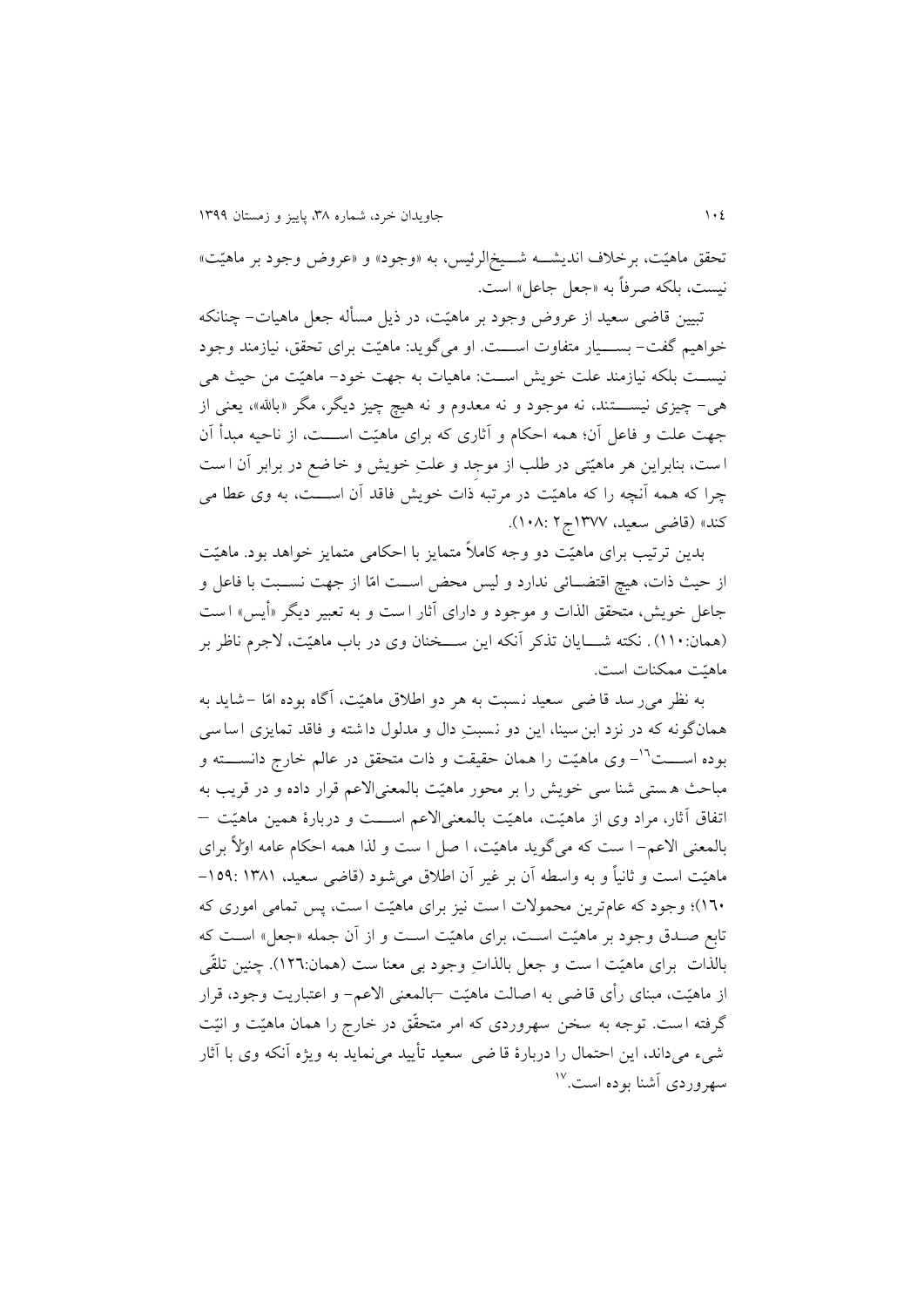تحقق ماهیّت، برخلاف اندیشــه شــیخ‌الرئیس، به «وجود» و «عروض وجود بر ماهیّت» نیست، بلکه صرفاً به «جعل جاعل» است.

تبیین قاضی سعید از عروض وجود بر ماهیّت، در ذیل مسأله جعل ماهیات- چنانکه خواهیم گفت- بســیار متفاوت اســت. او می‌گوید: ماهیّت برای تحقق، نیازمند وجود نیســت بلکه نیازمند علت خویش اســت: ماهیات به جهت خود- ماهیّت من حیث هی هی- چیزی نیســتند، نه موجود و نه معدوم و نه هیچ چیز دیگر، مگر «بالله»، یعنی از جهت علت و فاعل آن؛ همه احکام و آثاری که برای ماهیّت اســت، از ناحیه مبدأ آن است، بنابراین هر ماهیّتی در طلب از موجد و علتِ خویش و خاضع در برابر آن است چرا که همه آنچه را که ماهیّت در مرتبهٔ ذات خویش فاقد آن اســت، به وی عطا می کند» (قاضی سعید، ۱۳۷۷ج۲ :۱۰۸).

بدین ترتیب برای ماهیّت دو وجه کاملاً متمایز با احکامی متمایز خواهد بود. ماهیّت از حیث ذات، هیچ اقتضــائی ندارد و لیس محض اســت امّا از جهت نســبت با فاعل و جاعل خویش، متحقق الذات و موجود و دارای آثار است و به تعبیر دیگر «أیس» است (همان:۱۱۰). نکته شــایان تذکر آنکه این ســخنان وی در باب ماهیّت، لاجرم ناظر بر ماهیّت ممکنات است.

به نظر می‌رسد قاضی سعید نسبت به هر دو اطلاق ماهیّت، آگاه بوده امّا -شاید به همان‌گونه که در نزد ابن‌سینا، این دو نسبتِ دال و مدلول داشته و فاقد تمایزی اساسی بوده اســت[۱۶]- وی ماهیّت را همان حقیقت و ذات متحقق در عالم خارج دانســته و مباحث هستی شناسی خویش را بر محور ماهیّت بالمعنی‌الاعم قرار داده و در قریب به اتفاق آثار، مراد وی از ماهیّت، ماهیّت بالمعنی‌الاعم اســت و دربارهٔ همین ماهیّت — بالمعنی الاعم- است که می‌گوید ماهیّت، اصل است و لذا همه احکام عامه اولاً برای ماهیّت است و ثانیاً و به واسطه آن بر غیر آن اطلاق می‌شود (قاضی سعید، ۱۳۸۱ :۱۵۹-۱۶۰)؛ وجود که عام‌ترین محمولات است نیز برای ماهیّت است، پس تمامی اموری که تابع صـدق وجود بر ماهیّت اسـت، برای ماهیّت اسـت و از آن جمله «جعل» اسـت که بالذات برای ماهیّت است و جعل بالذاتِ وجود بی معنا ست (همان:۱۲۶). چنین تلقّی از ماهیّت، مبنای رأی قاضی به اصالت ماهیّت –بالمعنی الاعم- و اعتباریت وجود، قرار گرفته است. توجه به سخن سهروردی که امر متحقّق در خارج را همان ماهیّت و انیّت شیء می‌داند، این احتمال را دربارهٔ قاضی سعید تأیید می‌نماید به ویژه آنکه وی با آثار سهروردی آشنا بوده است.[۱۷]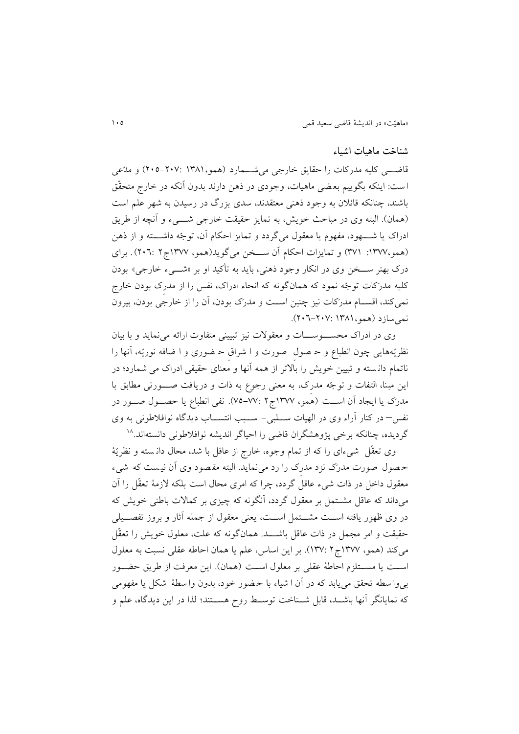## شناخت ماهیات اشیاء

قاضی کلیه مدرکات را حقایق خارجی می‌شمارد (همو،۱۳۸۱ :۲۰۷–۲۰۵) و مدّعی است: اینکه بگوییم بعضی ماهیات، وجودی در ذهن دارند بدون آنکه در خارج متحقّق باشند، چنانکه قائلان به وجود ذهنی معتقدند، سدی بزرگ در رسیدن به شهر علم است (همان). البته وی در مباحث خویش، به تمایز حقیقت خارجی شیء و آنچه از طریق ادراک یا شهود، مفهوم یا معقول می‌گردد و تمایز احکام آن، توجّه داشته و از ذهن (همو،۱۳۷۷: ۳۷۱) و تمایزات احکام آن سخن می‌گوید(همو، ۱۳۷۷ج۲ :۲۰۶). برای درک بهتر سخن وی در انکار وجود ذهنی، باید به تأکید او بر «شیء خارجی» بودن کلیه مدرَکات توجّه نمود که همان‌گونه که انحاء ادراک، نفس را از مدرِک بودن خارج نمی‌کند، اقسام مدرَکات نیز چنین است و مدرَک بودن، آن را از خارجی بودن، بیرون نمی‌سازد (همو،۱۳۸۱ :۲۰۷–۲۰۶).

وی در ادراک محسوسات و معقولات نیز تبیینی متفاوت ارائه می‌نماید و با بیان نظریه‌هایی چون انطباع و حصول صورت و اشراق حضوری و اضافه نوریّه، آنها را ناتمام دانسته و تبیین خویش را بالاتر از همه آنها و معنای حقیقی ادراک می شمارد؛ در این مبنا، التفات و توجّه مدرِک، به معنی رجوع به ذات و دریافت صورتی مطابق با مدرَک یا ایجاد آن است (همو، ۱۳۷۷ج۲ :۷۷–۷۵). نفی انطباع یا حصول صور در نفس– در کنار آراء وی در الهیات سلبی– سبب انتساب دیدگاه نوافلاطونی به وی گردیده، چنانکه برخی پژوهشگران قاضی را احیاگر اندیشه نوافلاطونی دانسته‌اند.[۱۸]

وی تعقّل شیء‌ای را که از تمام وجوه، خارج از عاقل باشد، محال دانسته و نظریّهٔ حصول صورت مدرَک نزد مدرِک را رد می‌نماید. البته مقصود وی آن نیست که شیء معقول داخل در ذات شیء عاقل گردد، چرا که امری محال است بلکه لازمهٔ تعقّل را آن می‌داند که عاقل مشتمل بر معقول گردد، آنگونه که چیزی بر کمالات باطنی خویش که در وی ظهور یافته است مشتمل است، یعنی معقول از جمله آثار و بروز تفصیلی حقیقت و امر مجمل در ذات عاقل باشد. همان‌گونه که علت، معلول خویش را تعقّل می‌کند (همو، ۱۳۷۷ج۲ :۱۳۷). بر این اساس، علم یا همان احاطه عقلی نسبت به معلول است یا مستلزم احاطهٔ عقلی بر معلول است (همان). این معرفت از طریق حضور بی‌واسطه تحقق می‌یابد که در آن اشیاء با حضور خود، بدون واسطهٔ شکل یا مفهومی که نمایانگر آنها باشد، قابل شناخت توسط روح هستند؛ لذا در این دیدگاه، علم و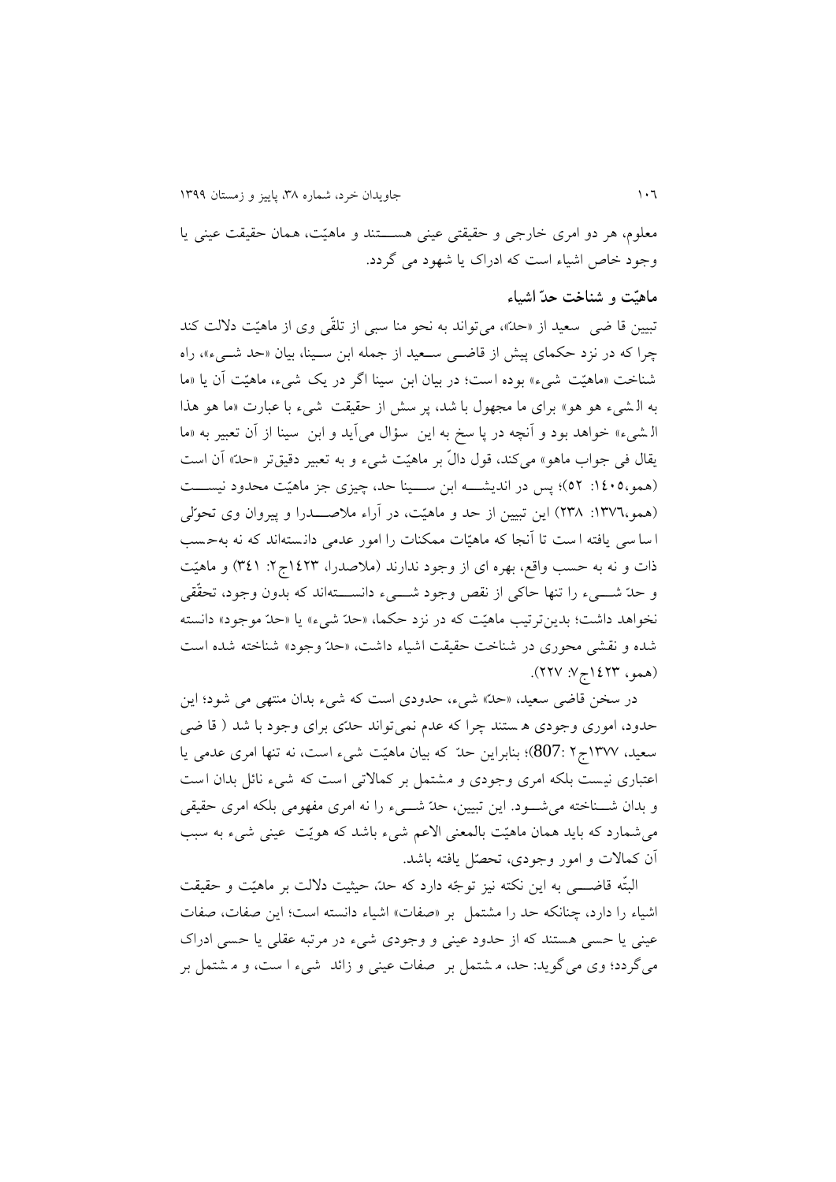معلوم، هر دو امری خارجی و حقیقتی عینی هســـتند و ماهیّت، همان حقیقت عینی یا وجود خاص اشیاء است که ادراک یا شهود می گردد.

## ماهیّت و شناخت حدّ اشیاء

تبیین قا ضی سعید از «حدّ»، می‌تواند به نحو منا سبی از تلقّی وی از ماهیّت دلالت کند چرا که در نزد حکمای پیش از قاضـی سـعید از جمله ابن سـینا، بیان «حد شـیء»، راه شناخت «ماهیّت شیء» بوده است؛ در بیان ابن سینا اگر در یک شیء، ماهیّت آن یا «ما به الشیء هو هو» برای ما مجهول با شد، پر سش از حقیقت شیء با عبارت «ما هو هذا الشیء» خواهد بود و آنچه در پا سخ به این سؤال می‌آید و ابن سینا از آن تعبیر به «ما یقال فی جواب ماهو» می‌کند، قول دالّ بر ماهیّت شیء و به تعبیر دقیق‌تر «حدّ» آن است (همو،۱۴۰۵: ۵۲)؛ پس در اندیشـــه ابن ســـینا حد، چیزی جز ماهیّت محدود نیســـت (همو،۱۳۷۶: ۲۳۸) این تبیین از حد و ماهیّت، در آراء ملاصـــدرا و پیروان وی تحوّلی ا سا سی یافته ا ست تا آنجا که ماهیّات ممکنات را امور عدمی دانسته‌اند که نه به‌حسب ذات و نه به حسب واقع، بهره ای از وجود ندارند (ملاصدرا، ۱۴۲۳ج۲: ۳۴۱) و ماهیّت و حدّ شـــیء را تنها حاکی از نقص وجود شـــیء دانســـته‌اند که بدون وجود، تحقّقی نخواهد داشت؛ بدین‌ترتیب ماهیّت که در نزد حکما، «حدّ شیء» یا «حدّ موجود» دانسته شده و نقشی محوری در شناخت حقیقت اشیاء داشت، «حدّ وجود» شناخته شده است (همو، ۱۴۲۳ج۷: ۲۲۷).

در سخن قاضی سعید، «حدّ» شیء، حدودی است که شیء بدان منتهی می شود؛ این حدود، اموری وجودی ه ستند چرا که عدم نمی‌تواند حدّی برای وجود با شد ( قا ضی سعید، ۱۳۷۷ج۲ :807)؛ بنابراین حدّ که بیان ماهیّت شیء است، نه تنها امری عدمی یا اعتباری نیست بلکه امری وجودی و مشتمل بر کمالاتی است که شیء نائل بدان ا ست و بدان شـــناخته می‌شـــود. این تبیین، حدّ شـــیء را نه امری مفهومی بلکه امری حقیقی می‌شمارد که باید همان ماهیّت بالمعنی الاعم شیء باشد که هویّت عینی شیء به سبب آن کمالات و امور وجودی، تحصّل یافته باشد.

البتّه قاضـــی به این نکته نیز توجّه دارد که حدّ، حیثیت دلالت بر ماهیّت و حقیقت اشیاء را دارد، چنانکه حد را مشتمل بر «صفات» اشیاء دانسته است؛ این صفات، صفات عینی یا حسی هستند که از حدود عینی و وجودی شیء در مرتبه عقلی یا حسی ادراک می‌گردد؛ وی می گوید: حد، م شتمل بر صفات عینی و زائد شیء ا ست، و م شتمل بر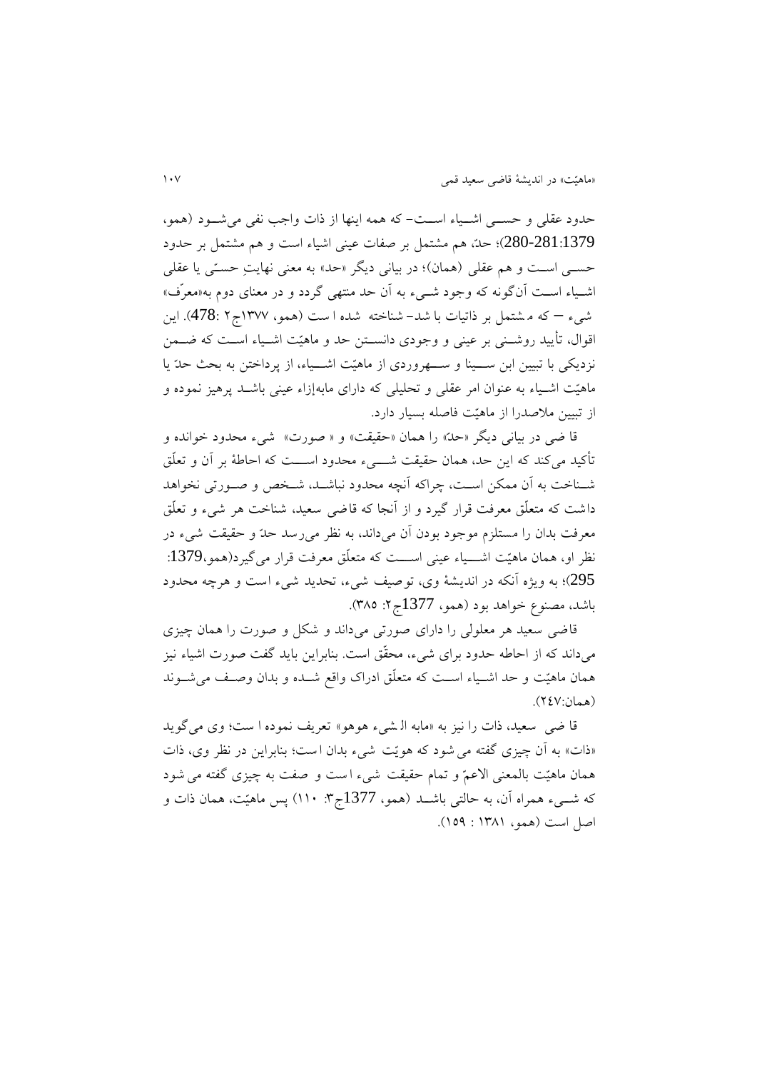حدود عقلی و حسـی اشـیاء اسـت- که همه اینها از ذات واجب نفی می‌شـود (همو، 1379:281-280)؛ حدّ، هم مشتمل بر صفات عینی اشیاء است و هم مشتمل بر حدود حسـی اسـت و هم عقلی (همان)؛ در بیانی دیگر «حد» به معنی نهایتِ حسّی یا عقلی اشـیاء اسـت آن‌گونه که وجود شـیء به آن حد منتهی گردد و در معنای دوم به«معرِّف» شیء – که مشتمل بر ذاتیات باشد- شناخته شده است (همو، ۱۳۷۷ج۲ :478). این اقوال، تأیید روشـنی بر عینی و وجودی دانسـتن حد و ماهیّت اشـیاء اسـت که ضـمن نزدیکی با تبیین ابن سـینا و سـهروردی از ماهیّت اشـیاء، از پرداختن به بحث حدّ یا ماهیّت اشـیاء به عنوان امر عقلی و تحلیلی که دارای مابه‌إزاء عینی باشـد پرهیز نموده و از تبیین ملاصدرا از ماهیّت فاصله بسیار دارد.

قاضی در بیانی دیگر «حدّ» را همان «حقیقت» و «صورت» شیء محدود خوانده و تأکید می‌کند که این حد، همان حقیقت شـیء محدود اسـت که احاطهٔ بر آن و تعلّق شـناخت به آن ممکن اسـت، چراکه آنچه محدود نباشـد، شـخص و صـورتی نخواهد داشت که متعلّق معرفت قرار گیرد و از آنجا که قاضی سعید، شناخت هر شیء و تعلّق معرفت بدان را مستلزم موجود بودن آن می‌داند، به نظر می‌رسد حدّ و حقیقت شیء در نظر او، همان ماهیّت اشـیاء عینی اسـت که متعلّق معرفت قرار می‌گیرد(همو،1379: 295)؛ به ویژه آنکه در اندیشهٔ وی، توصیف شیء، تحدید شیء است و هرچه محدود باشد، مصنوع خواهد بود (همو، 1377ج۲: ۳۸۵).

قاضی سعید هر معلولی را دارای صورتی می‌داند و شکل و صورت را همان چیزی می‌داند که از احاطه حدود برای شیء، محقّق است. بنابراین باید گفت صورت اشیاء نیز همان ماهیّت و حد اشـیاء اسـت که متعلّق ادراک واقع شـده و بدان وصـف می‌شـوند (همان:۲٤۷).

قاضی سعید، ذات را نیز به «مابه الشیء هوهو» تعریف نموده است؛ وی می‌گوید «ذات» به آن چیزی گفته می‌شود که هویّت شیء بدان است؛ بنابراین در نظر وی، ذات همان ماهیّت بالمعنی الاعمّ و تمام حقیقت شیء است و صفت به چیزی گفته می‌شود که شـیء همراه آن، به حالتی باشـد (همو، 1377ج۳: ۱۱۰) پس ماهیّت، همان ذات و اصل است (همو، ۱۳۸۱ : ۱۵۹).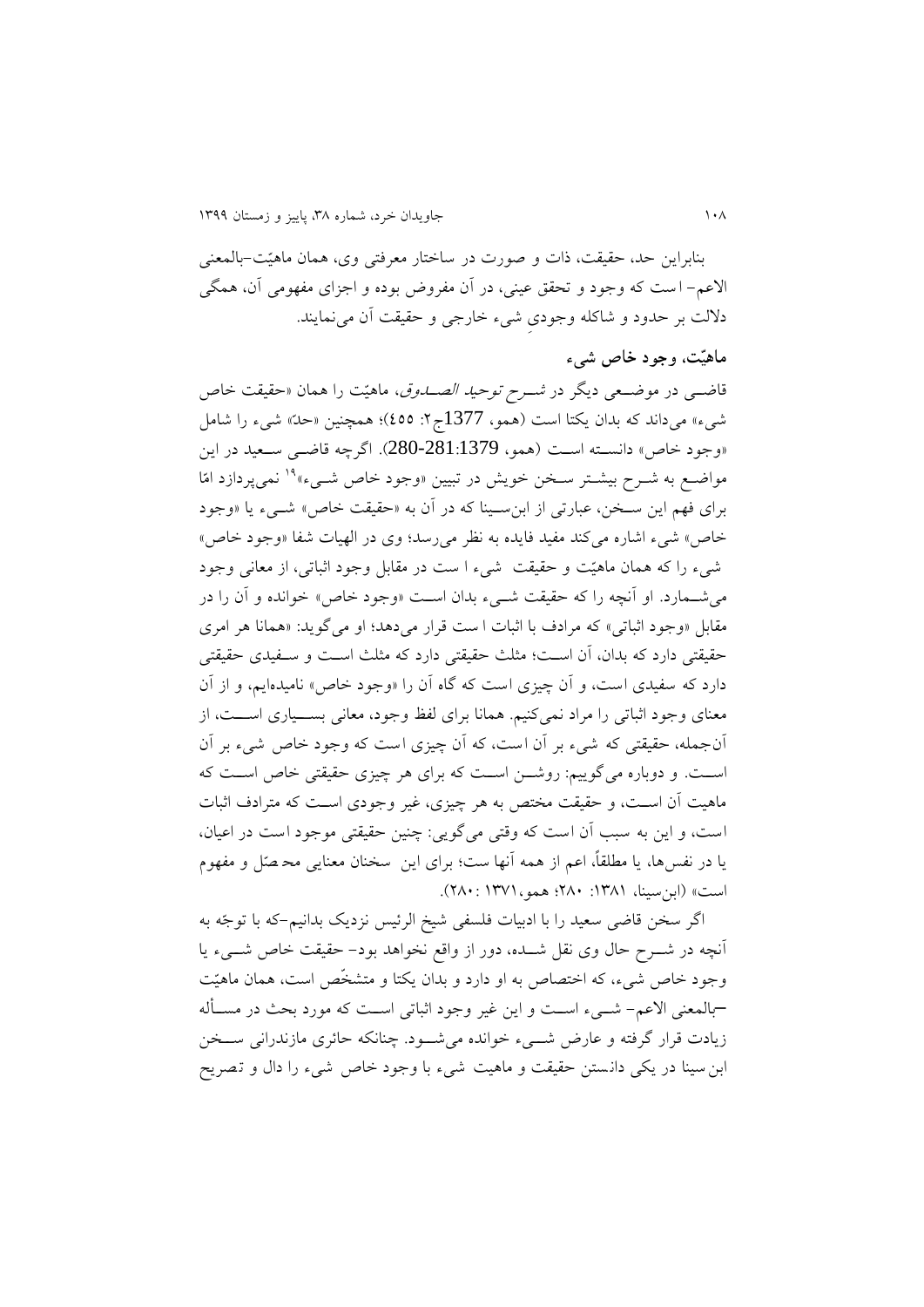بنابراین حد، حقیقت، ذات و صورت در ساختار معرفتی وی، همان ماهیّت–بالمعنی الاعم– است که وجود و تحقق عینی، در آن مفروض بوده و اجزای مفهومی آن، همگی دلالت بر حدود و شاکله وجودیِ شیء خارجی و حقیقت آن می‌نمایند.

## ماهیّت، وجود خاص شیء

قاضـی در موضـعی دیگر در *شـرح توحید الصـدوق*، ماهیّت را همان «حقیقت خاص شیء» می‌داند که بدان یکتا است (همو، 1377ج۲: ٤٥٥)؛ همچنین «حدّ» شیء را شامل «وجود خاص» دانسـته اسـت (همو، 1379:281-280). اگرچه قاضـی سـعید در این مواضـع به شـرح بیشـتر سـخن خویش در تبیین «وجود خاص شـیء»[19] نمی‌پردازد امّا برای فهم این سـخن، عبارتی از ابن‌سـینا که در آن به «حقیقت خاص» شـیء یا «وجود خاص» شیء اشاره می‌کند مفید فایده به نظر می‌رسد؛ وی در الهیات شفا «وجود خاص» شیء را که همان ماهیّت و حقیقت شیء است در مقابل وجود اثباتی، از معانی وجود می‌شـمارد. او آنچه را که حقیقت شـیء بدان اسـت «وجود خاص» خوانده و آن را در مقابل «وجود اثباتی» که مرادف با اثبات است قرار می‌دهد؛ او می‌گوید: «همانا هر امری حقیقتی دارد که بدان، آن اسـت؛ مثلث حقیقتی دارد که مثلث اسـت و سـفیدی حقیقتی دارد که سفیدی است، و آن چیزی است که گاه آن را «وجود خاص» نامیده‌ایم، و از آن معنای وجود اثباتی را مراد نمی‌کنیم. همانا برای لفظ وجود، معانی بسـیاری اسـت، از آن‌جمله، حقیقتی که شیء بر آن است، که آن چیزی است که وجود خاص شیء بر آن اسـت. و دوباره می‌گوییم: روشـن اسـت که برای هر چیزی حقیقتی خاص اسـت که ماهیت آن اسـت، و حقیقت مختص به هر چیزی، غیر وجودی اسـت که مترادف اثبات است، و این به سبب آن است که وقتی می‌گویی: چنین حقیقتی موجود است در اعیان، یا در نفس‌ها، یا مطلقاً، اعم از همه آنها ست؛ برای این سخنان معنایی محصّل و مفهوم است» (ابن‌سینا، ۱۳۸۱: ۲۸۰؛ همو، ۱۳۷۱: ۲۸۰).

اگر سخن قاضی سعید را با ادبیات فلسفی شیخ الرئیس نزدیک بدانیم–که با توجّه به آنچه در شـرح حال وی نقل شـده، دور از واقع نخواهد بود– حقیقت خاص شـیء یا وجود خاص شیء، که اختصاص به او دارد و بدان یکتا و متشخّص است، همان ماهیّت –بالمعنی الاعم– شـیء اسـت و این غیر وجود اثباتی اسـت که مورد بحث در مسـأله زیادت قرار گرفته و عارض شـیء خوانده می‌شـود. چنانکه حائری مازندرانی سـخن ابن سینا در یکی دانستن حقیقت و ماهیت شیء با وجود خاص شیء را دال و تصریح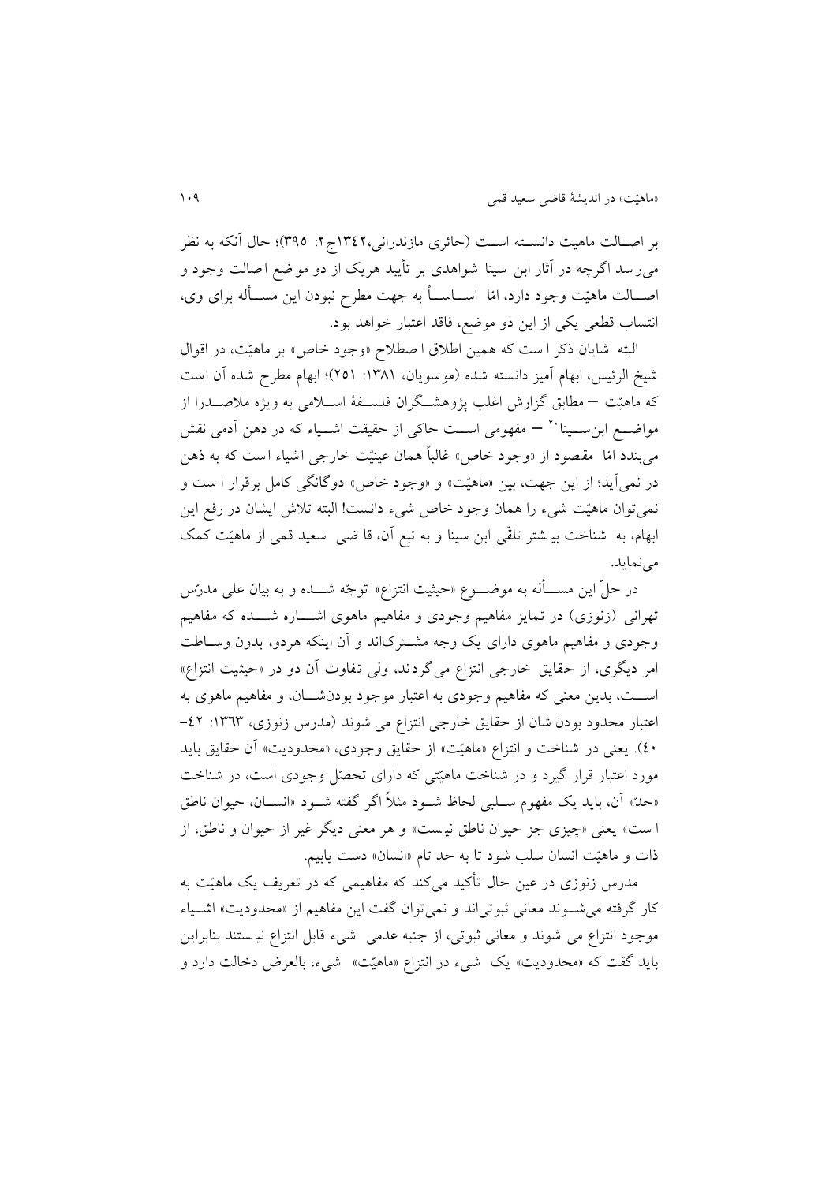بر اصـالت ماهیت دانسـته اسـت (حائری مازندرانی،۱۳٤۲ج۲: ۳۹۵)؛ حال آنکه به نظر می‌رسد اگرچه در آثار ابن سینا شواهدی بر تأیید هریک از دو موضع اصالت وجود و اصـالت ماهیّت وجود دارد، امّا اسـاسـاً به جهت مطرح نبودن این مسـأله برای وی، انتساب قطعی یکی از این دو موضع، فاقد اعتبار خواهد بود.

البته شایان ذکر است که همین اطلاق اصطلاح «وجود خاص» بر ماهیّت، در اقوال شیخ الرئیس، ابهام آمیز دانسته شده (موسویان، ۱۳۸۱: ۲۵۱)؛ ابهام مطرح شده آن است که ماهیّت – مطابق گزارش اغلب پژوهشـگران فلسـفهٔ اسـلامی به ویژه ملاصـدرا از مواضـع ابن‌سـینا[20] – مفهومی اسـت حاکی از حقیقت اشـیاء که در ذهن آدمی نقش می‌بندد امّا مقصود از «وجود خاص» غالباً همان عینیّت خارجی اشیاء است که به ذهن در نمی‌آید؛ از این جهت، بین «ماهیّت» و «وجود خاص» دوگانگی کامل برقرار است و نمی‌توان ماهیّت شیء را همان وجود خاص شیء دانست! البته تلاش ایشان در رفع این ابهام، به شناخت بیشتر تلقّی ابن سینا و به تبع آن، قاضی سعید قمی از ماهیّت کمک می‌نماید.

در حلّ این مسـأله به موضـوع «حیثیت انتزاع» توجّه شـده و به بیان علی مدرّس تهرانی (زنوزی) در تمایز مفاهیم وجودی و مفاهیم ماهوی اشـاره شـده که مفاهیم وجودی و مفاهیم ماهوی دارای یک وجه مشترک‌اند و آن اینکه هردو، بدون وسـاطت امر دیگری، از حقایق خارجی انتزاع می‌گردند، ولی تفاوت آن دو در «حیثیت انتزاع» اسـت، بدین معنی که مفاهیم وجودی به اعتبار موجود بودنشـان، و مفاهیم ماهوی به اعتبار محدود بودن شان از حقایق خارجی انتزاع می شوند (مدرس زنوزی، ۱۳٦۳: ٤۲-٤۰). یعنی در شناخت و انتزاع «ماهیّت» از حقایق وجودی، «محدودیت» آن حقایق باید مورد اعتبار قرار گیرد و در شناخت ماهیّتی که دارای تحصّل وجودی است، در شناخت «حدّ» آن، باید یک مفهوم سـلبی لحاظ شـود مثلاً اگر گفته شـود «انسـان، حیوان ناطق است» یعنی «چیزی جز حیوان ناطق نیست» و هر معنی دیگر غیر از حیوان و ناطق، از ذات و ماهیّت انسان سلب شود تا به حد تام «انسان» دست یابیم.

مدرس زنوزی در عین حال تأکید می‌کند که مفاهیمی که در تعریف یک ماهیّت به کار گرفته می‌شـوند معانی ثبوتی‌اند و نمی‌توان گفت این مفاهیم از «محدودیت» اشـیاء موجود انتزاع می شوند و معانی ثبوتی، از جنبه عدمی شیء قابل انتزاع نیستند بنابراین باید گفت که «محدودیت» یک شیء در انتزاع «ماهیّت» شیء، بالعرض دخالت دارد و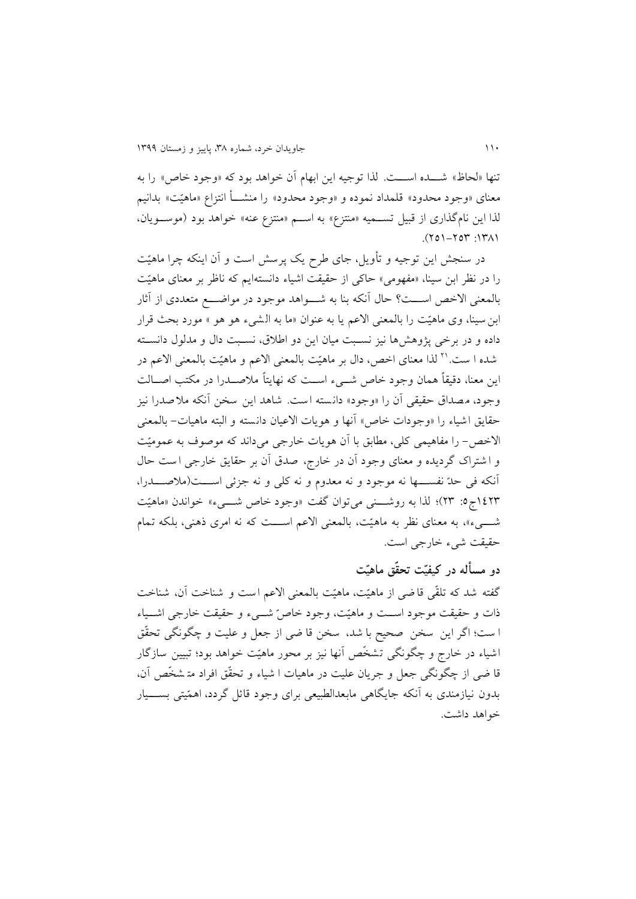تنها «لحاظ» شـــده اســـت. لذا توجیه این ابهام آن خواهد بود که «وجود خاص» را به معنای «وجود محدود» قلمداد نموده و «وجود محدود» را منشـــأ انتزاع «ماهیّت» بدانیم لذا این نام‌گذاری از قبیل تســـمیه «منتزع» به اســـم «منتزع عنه» خواهد بود (موســـویان، ۱۳۸۱: ۲۵۳-۲۵۱).

در سنجش این توجیه و تأویل، جای طرح یک پرسش است و آن اینکه چرا ماهیّت را در نظر ابن سینا، «مفهومی» حاکی از حقیقت اشیاء دانسته‌ایم که ناظر بر معنای ماهیّت بالمعنی الاخص اســـت؟ حال آنکه بنا به شـــواهد موجود در مواضـــع متعددی از آثار ابن سینا، وی ماهیّت را بالمعنی الاعم یا به عنوان «ما به الشیء هو هو » مورد بحث قرار داده و در برخی پژوهش‌ها نیز نسـبت میان این دو اطلاق، نسـبت دال و مدلول دانسـته شده ا ست.[21] لذا معنای اخص، دال بر ماهیّت بالمعنی الاعم و ماهیّت بالمعنی الاعم در این معنا، دقیقاً همان وجود خاص شـیء اسـت که نهایتاً ملاصـدرا در مکتب اصـالت وجود، مصداق حقیقی آن را «وجود» دانسته است. شاهد این سخن آنکه ملاصدرا نیز حقایق اشیاء را «وجودات خاص» آنها و هویات الاعیان دانسته و البته ماهیات– بالمعنی الاخص– را مفاهیمی کلی، مطابق با آن هویات خارجی می‌داند که موصوف به عمومیّت و اشتراک گردیده و معنای وجود آن در خارج، صدق آن بر حقایق خارجی است حال آنکه فی حدّ نفســـها نه موجود و نه معدوم و نه کلی و نه جزئی اســـت(ملاصـــدرا، ۱٤۲۳ج۵: ۲۳)؛ لذا به روشـــنی می‌توان گفت «وجود خاص شـــیء» خواندن «ماهیّت شـــیء»، به معنای نظر به ماهیّت، بالمعنی الاعم اســـت که نه امری ذهنی، بلکه تمام حقیقت شیء خارجی است.

## دو مسأله در کیفیّت تحقّق ماهیّت

گفته شد که تلقّی قاضی از ماهیّت، ماهیّت بالمعنی الاعم است و شناخت آن، شناخت ذات و حقیقت موجود اســـت و ماهیّت، وجود خاصّ شـــیء و حقیقت خارجی اشـــیاء است؛ اگر این سخن صحیح باشد، سخن قاضی از جعل و علیت و چگونگی تحقّق اشیاء در خارج و چگونگی تشخّص آنها نیز بر محور ماهیّت خواهد بود؛ تبیین سازگار قاضی از چگونگی جعل و جریان علیت در ماهیات اشیاء و تحقّق افراد متشخّص آن، بدون نیازمندی به آنکه جایگاهی مابعدالطبیعی برای وجود قائل گردد، اهمّیتی بســـیار خواهد داشت.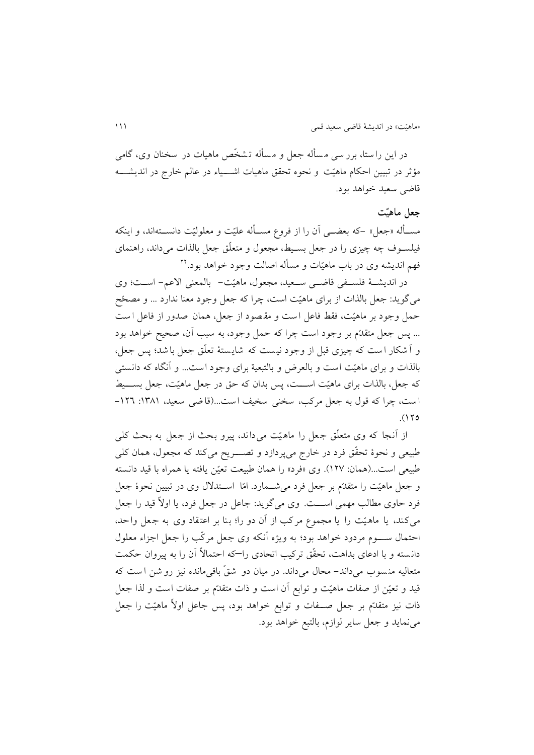در این راستا، بررسی مسأله جعل و مسأله تشخّص ماهیات در سخنان وی، گامی مؤثر در تبیین احکام ماهیّت و نحوه تحقق ماهیات اشـــیاء در عالم خارج در اندیشـــه قاضی سعید خواهد بود.

### جعل ماهیّت

مســأله «جعل» -که بعضــی آن را از فروع مسـأله علیّت و معلولیّت دانســته‌اند، و اینکه فیلسـوف چه چیزی را در جعل بسـیط، مجعول و متعلّق جعل بالذات می‌داند، راهنمای فهم اندیشه وی در باب ماهیّات و مسأله اصالت وجود خواهد بود.[22]

در اندیشـهٔ فلسـفی قاضـی سـعید، مجعول، ماهیّت- بالمعنی الاعم- اسـت؛ وی می‌گوید: جعل بالذات از برای ماهیّت است، چرا که جعل وجود معنا ندارد ... و مصحّح حمل وجود بر ماهیّت، فقط فاعل است و مقصود از جعل، همان صدور از فاعل است ... پس جعل متقدّم بر وجود است چرا که حمل وجود، به سبب آن، صحیح خواهد بود و آشکار است که چیزی قبل از وجود نیست که شایستهٔ تعلّق جعل باشد؛ پس جعل، بالذات و برای ماهیّت است و بالعرض و بالتبعیة برای وجود است... و آنگاه که دانستی که جعل، بالذات برای ماهیّت اســت، پس بدان که حق در جعل ماهیّت، جعل بســیط است، چرا که قول به جعل مرکب، سخنی سخیف است...(قاضی سعید، ۱۳۸۱: ۱۲۶-۱۲۵).

از آنجا که وی متعلّق جعل را ماهیّت می‌داند، پیرو بحث از جعل به بحث کلی طبیعی و نحوهٔ تحقّق فرد در خارج می‌پردازد و تصـــریح می‌کند که مجعول، همان کلی طبیعی است...(همان: ۱۲۷). وی «فرد» را همان طبیعت تعیّن یافته یا همراه با قید دانسته و جعل ماهیّت را متقدّم بر جعل فرد می‌شـمارد. امّا اسـتدلال وی در تبیین نحوهٔ جعل فرد حاوی مطالب مهمی اســـت. وی می‌گوید: جاعل در جعل فرد، یا اولاً قید را جعل می‌کند، یا ماهیّت را یا مجموع مرکب از آن دو را؛ بنا بر اعتقاد وی به جعل واحد، احتمال ســـوم مردود خواهد بود؛ به ویژه آنکه وی جعل مرکّب را جعل اجزاء معلول دانسته و با ادعای بداهت، تحقّق ترکیب اتحادی را—که احتمالاً آن را به پیروان حکمت متعالیه منسوب می‌داند- محال می‌داند. در میان دو شقّ باقی‌مانده نیز روشن است که قید و تعیّن از صفات ماهیّت و توابع آن است و ذات متقدّم بر صفات است و لذا جعل ذات نیز متقدّم بر جعل صـفات و توابع خواهد بود، پس جاعل اولاً ماهیّت را جعل می‌نماید و جعل سایر لوازم، بالتبع خواهد بود.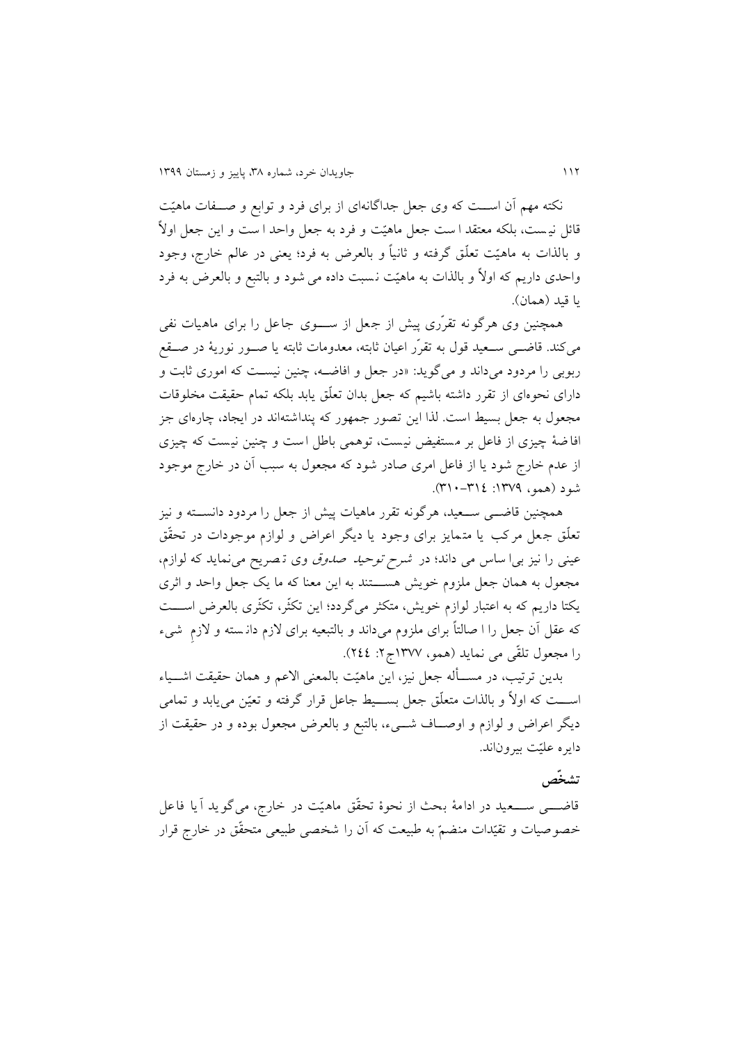نکته مهم آن اســـت که وی جعل جداگانه‌ای از برای فرد و توابع و صـــفات ماهیّت قائل نیست، بلکه معتقد است جعل ماهیّت و فرد به جعل واحد است و این جعل اولاً و بالذات به ماهیّت تعلّق گرفته و ثانیاً و بالعرض به فرد؛ یعنی در عالم خارج، وجود واحدی داریم که اولاً و بالذات به ماهیّت نسبت داده می شود و بالتبع و بالعرض به فرد یا قید (همان).

همچنین وی هرگونه تقرّری پیش از جعل از ســـوی جاعل را برای ماهیات نفی می‌کند. قاضـــی ســـعید قول به تقرّر اعیان ثابته، معدومات ثابته یا صـــور نوریهٔ در صـــقع ربوبی را مردود می‌داند و می‌گوید: «در جعل و افاضـــه، چنین نیســـت که اموری ثابت و دارای نحوه‌ای از تقرر داشته باشیم که جعل بدان تعلّق یابد بلکه تمام حقیقت مخلوقات مجعول به جعل بسیط است. لذا این تصور جمهور که پنداشته‌اند در ایجاد، چاره‌ای جز افاضهٔ چیزی از فاعل بر مستفیض نیست، توهمی باطل است و چنین نیست که چیزی از عدم خارج شود یا از فاعل امری صادر شود که مجعول به سبب آن در خارج موجود شود (همو، ۱۳۷۹: ۳۱۴-۳۱۰).

همچنین قاضـــی ســـعید، هرگونه تقرر ماهیات پیش از جعل را مردود دانســـته و نیز تعلّق جعل مرکب یا متمایز برای وجود یا دیگر اعراض و لوازم موجودات در تحقّق عینی را نیز بی‌اساس می داند؛ در *شرح توحید صدوق* وی تصریح می‌نماید که لوازم، مجعول به همان جعل ملزوم خویش هســـتند به این معنا که ما یک جعل واحد و اثری یکتا داریم که به اعتبار لوازم خویش، متکثر می‌گردد؛ این تکثّر، تکثّری بالعرض اســـت که عقل آن جعل را اصالتاً برای ملزوم می‌داند و بالتبعیه برای لازم دانسته و لازمِ شیء را مجعول تلقّی می نماید (همو، ۱۳۷۷ج۲: ۲۴۴).

بدین ترتیب، در مســـأله جعل نیز، این ماهیّت بالمعنی الاعم و همان حقیقت اشـــیاء اســـت که اولاً و بالذات متعلّق جعل بســـیط جاعل قرار گرفته و تعیّن می‌یابد و تمامی دیگر اعراض و لوازم و اوصـــاف شـــیء، بالتبع و بالعرض مجعول بوده و در حقیقت از دایره علیّت بیرون‌اند.

## تشخّص

قاضـــی ســـعید در ادامهٔ بحث از نحوهٔ تحقّق ماهیّت در خارج، می‌گوید آیا فاعل خصوصیات و تقیّدات منضمّ به طبیعت که آن را شخصی طبیعی متحقّق در خارج قرار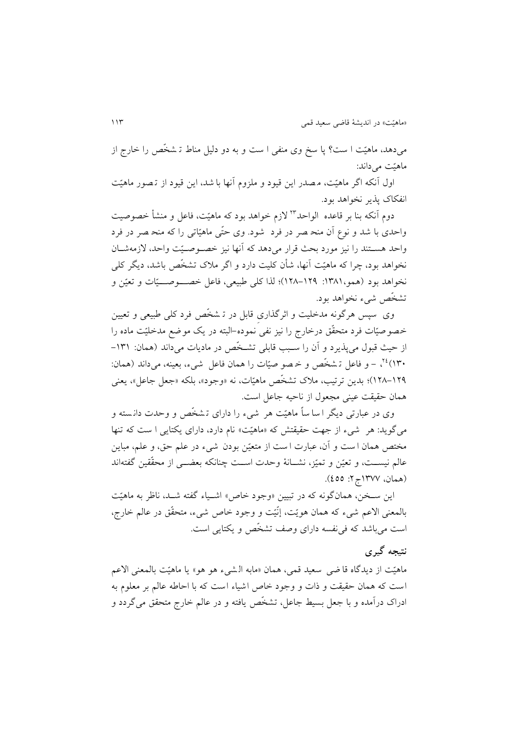می‌دهد، ماهیّت است؟ پاسخ وی منفی است و به دو دلیل مناط تشخّص را خارج از ماهیّت می‌داند:

اول آنکه اگر ماهیّت، مصدر این قیود و ملزوم آنها باشد، این قیود از تصور ماهیّت انفکاک پذیر نخواهد بود.

دوم آنکه بنا بر قاعده الواحد[23] لازم خواهد بود که ماهیّت، فاعل و منشأ خصوصیت واحدی باشد و نوع آن منحصر در فرد شود. وی حتّی ماهیّاتی را که منحصر در فرد واحد هستند را نیز مورد بحث قرار می‌دهد که آنها نیز خصوصیّت واحد، لازمه‌شان نخواهد بود، چرا که ماهیّت آنها، شأن کلیت دارد و اگر ملاک تشخّص باشد، دیگر کلی نخواهد بود (همو،۱۳۸۱: ۱۲۹–۱۲۸)؛ لذا کلی طبیعی، فاعل خصوصیّات و تعیّن و تشخّص شیء نخواهد بود.

وی سپس هرگونه مدخلیت و اثرگذاری قابل در تشخّص فرد کلی طبیعی و تعیین خصوصیّات فرد متحقّق درخارج را نیز نفی نموده–البته در یک موضع مدخلیّت ماده را از حیث قبول می‌پذیرد و آن را سبب قابلی تشخّص در ماديات می‌داند (همان: ۱۳۱–۱۳۰)[24]، – و فاعل تشخّص و خصوصیّات را همان فاعل شیء، بعینه، می‌داند (همان: ۱۲۹–۱۲۸)؛ بدین ترتیب، ملاک تشخّص ماهیّات، نه «وجود»، بلکه «جعل جاعل»، یعنی همان حقیقت عینی مجعول از ناحیه جاعل است.

وی در عبارتی دیگر اساساً ماهیّت هر شیء را دارای تشخّص و وحدت دانسته و می‌گوید: هر شیء از جهت حقیقتش که «ماهیّت» نام دارد، دارای یکتایی است که تنها مختص همان است و آن، عبارت است از متعیّن بودن شیء در علم حق، و علم، مباین عالم نیست، و تعیّن و تميّز، نشانهٔ وحدت است چنانکه بعضی از محقّقین گفته‌اند (همان، ۱۳۷۷ج۲: ٤٥٥).

این سخن، همان‌گونه که در تبیین «وجود خاص» اشیاء گفته شد، ناظر به ماهیّت بالمعنی الاعم شیء که همان هویّت، إنّیّت و وجود خاص شیء، متحقّق در عالم خارج، است می‌باشد که فی‌نفسه دارای وصف تشخّص و یکتایی است.

## نتیجه گیری

ماهیّت از دیدگاه قاضی سعید قمی، همان «مابه الشیء هو هو» یا ماهیّت بالمعنی الاعم است که همان حقیقت و ذات و وجود خاص اشیاء است که با احاطه عالم بر معلوم به ادراک درآمده و با جعل بسیط جاعل، تشخّص یافته و در عالم خارج متحقق می‌گردد و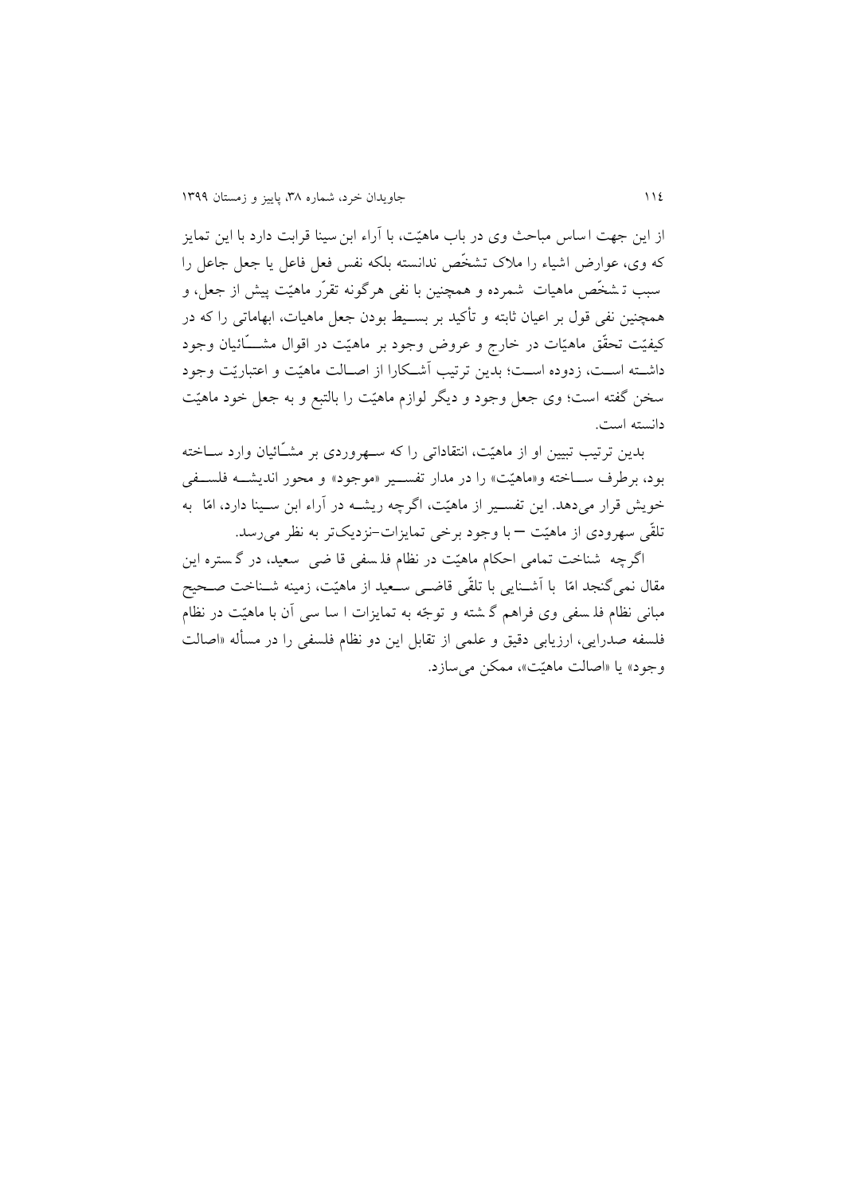از این جهت اساس مباحث وی در باب ماهیّت، با آراء ابن‌سینا قرابت دارد با این تمایز که وی، عوارض اشیاء را ملاک تشخّص ندانسته بلکه نفس فعل فاعل یا جعل جاعل را سبب تشخّص ماهیات شمرده و همچنین با نفی هرگونه تقرّر ماهیّت پیش از جعل، و همچنین نفی قول بر اعیان ثابته و تأکید بر بسیط بودن جعل ماهیات، ابهاماتی را که در کیفیّت تحقّق ماهیّات در خارج و عروض وجود بر ماهیّت در اقوال مشّائیان وجود داشته است، زدوده است؛ بدین ترتیب آشکارا از اصالت ماهیّت و اعتباریّت وجود سخن گفته است؛ وی جعل وجود و دیگر لوازم ماهیّت را بالتبع و به جعل خود ماهیّت دانسته است.

بدین ترتیب تبیین او از ماهیّت، انتقاداتی را که سهروردی بر مشّائیان وارد ساخته بود، برطرف ساخته و«ماهیّت» را در مدار تفسیر «موجود» و محور اندیشه فلسفی خویش قرار می‌دهد. این تفسیر از ماهیّت، اگرچه ریشه در آراء ابن سینا دارد، امّا به تلقّی سهرودی از ماهیّت — با وجود برخی تمایزات-نزدیک‌تر به نظر می‌رسد.

اگرچه شناخت تمامی احکام ماهیّت در نظام فلسفی قاضی سعید، در گستره این مقال نمی‌گنجد امّا با آشنایی با تلقّی قاضی سعید از ماهیّت، زمینه شناخت صحیح مبانی نظام فلسفی وی فراهم گشته و توجّه به تمایزات اساسی آن با ماهیّت در نظام فلسفه صدرایی، ارزیابی دقیق و علمی از تقابل این دو نظام فلسفی را در مسأله «اصالت وجود» یا «اصالت ماهیّت»، ممکن می‌سازد.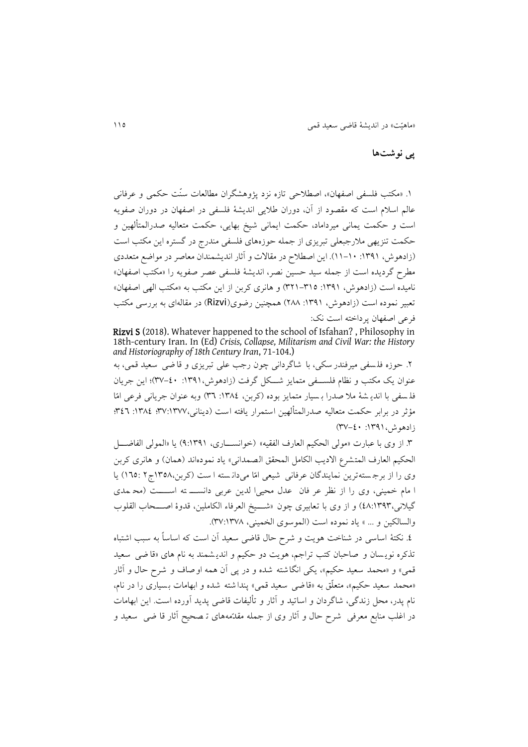## پی نوشت‌ها

۱. «مکتب فلسفی اصفهان»، اصطلاحی تازه نزد پژوهشگران مطالعات سنّت حکمی و عرفانی عالم اسلام است که مقصود از آن، دوران طلایی اندیشهٔ فلسفی در اصفهان در دوران صفویه است و حکمت یمانی میرداماد، حکمت ایمانی شیخ بهایی، حکمت متعالیه صدرالمتألهین و حکمت تنزیهی ملارجبعلی تبریزی از جمله حوزه‌های فلسفی مندرج در گستره این مکتب است (زادهوش، ۱۳۹۱: ۱۰–۱۱). این اصطلاح در مقالات و آثار اندیشمندان معاصر در مواضع متعددی مطرح گردیده است از جمله سید حسین نصر، اندیشهٔ فلسفی عصر صفویه را «مکتب اصفهان» نامیده است (زادهوش، ۱۳۹۱: ۳۱۵–۳۲۱) و هانری کربن از این مکتب به «مکتب الهی اصفهان» تعبیر نموده است (زادهوش، ۱۳۹۱: ۲۸۸) همچنین رضوی(Rizvi) در مقاله‌ای به بررسی مکتب فرعی اصفهان پرداخته است نک:

**Rizvi S** (2018). Whatever happened to the school of Isfahan? , Philosophy in 18th-century Iran. In (Ed) *Crisis, Collapse, Militarism and Civil War: the History and Historiography of 18th Century Iran*, 71-104.)

۲. حوزه فلسفی میرفندرسکی، با شاگردانی چون رجب علی تبریزی و قاضی سعید قمی، به عنوان یک مکتب و نظام فلسفی متمایز شکل گرفت (زادهوش،۱۳۹۱: ٤٠–٣٧)؛ این جریان فلسفی با اندیشهٔ ملا صدرا بسیار متمایز بوده (کربن، ١٣٨٤: ٣٦) وبه عنوان جریانی فرعی امّا مؤثر در برابر حکمت متعالیه صدرالمتألهین استمرار یافته است (دینانی،۳۷:۱۳۷۷؛ ١٣٨٤: ٣٤٦؛ زادهوش،۱۳۹۱: ٤٠–٣٧)

۳. از وی با عبارت «مولی الحکیم العارف الفقیه» (خوانساری، ۹:۱۳۹۱) یا «المولی الفاضل الحکیم العارف المتشرع الادیب الکامل المحقق الصمدانی» یاد نموده‌اند (همان) و هانری کربن وی را از برجسته‌ترین نمایندگان عرفانی شیعی امّا می‌دانسته است (کربن،١٣٥٨ج٢ :١٦٥) یا امام خمینی، وی را از نظر عرفان عدل محیی‌الدین عربی دانسته است (محمدی گیلانی،۴۸:۱۳۹۳) و از وی با تعابیری چون «شیخ العرفاء الکاملین، قدوهٔ اصحاب القلوب والسالکین و ... » یاد نموده است (الموسوی الخمینی، ۳۷:۱۳۷۸).

٤. نکتهٔ اساسی در شناخت هویت و شرح حال قاضی سعید آن است که اساساً به سبب اشتباه تذکره نویسان و صاحبان کتب تراجم، هویت دو حکیم و اندیشمند به نام های «قاضی سعید قمی» و «محمد سعید حکیم»، یکی انگاشته شده و در پی آن همه اوصاف و شرح حال و آثار «محمد سعید حکیم»، متعلّق به «قاضی سعید قمی» پنداشته شده و ابهامات بسیاری را در نام، نام پدر، محل زندگی، شاگردان و اساتید و آثار و تألیفات قاضی پدید آورده است. این ابهامات در اغلب منابع معرفی شرح حال و آثار وی از جمله مقدّمه‌های تصحیح آثار قاضی سعید و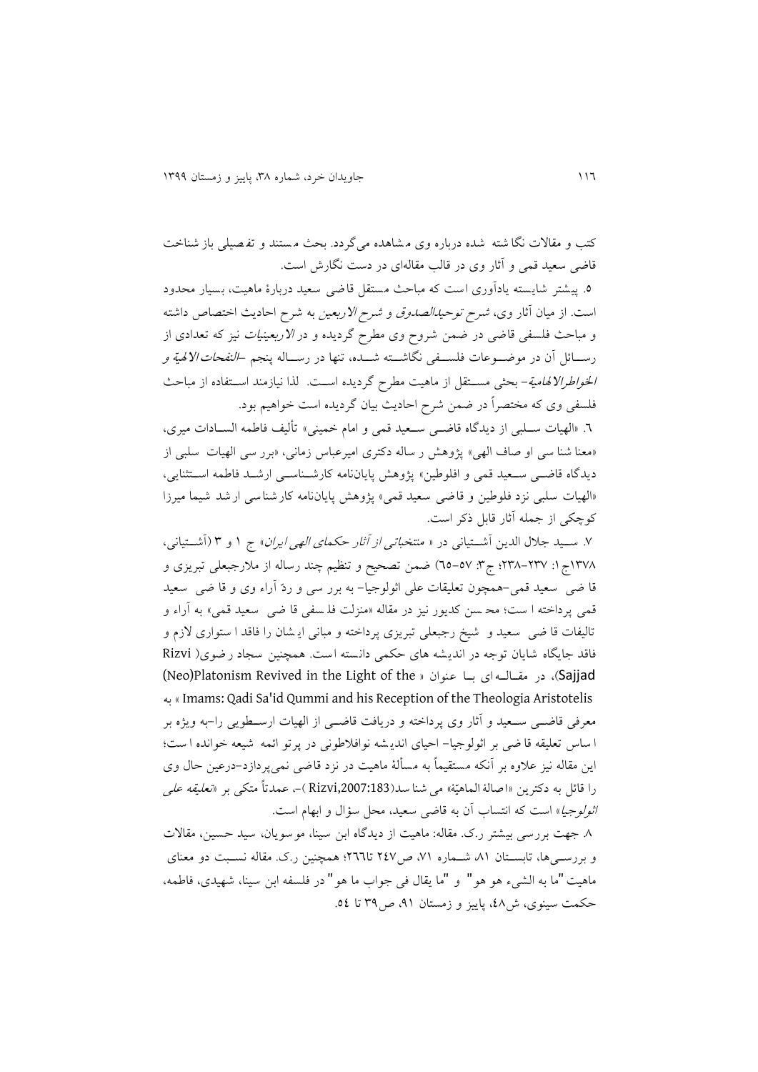کتب و مقالات نگاشته شده درباره وی مشاهده می‌گردد. بحث مستند و تفصیلی بازشناخت قاضی سعید قمی و آثار وی در قالب مقاله‌ای در دست نگارش است.

۵. پیشتر شایسته یادآوری است که مباحث مستقل قاضی سعید دربارهٔ ماهیت، بسیار محدود است. از میان آثار وی، *شرح توحیدالصدوق* و *شرح الاربعین* به شرح احادیث اختصاص داشته و مباحث فلسفی قاضی در ضمن شروح وی مطرح گردیده و در *الاربعینیات* نیز که تعدادی از رسائل آن در موضوعات فلسفی نگاشته شده، تنها در رساله پنجم -*النفحات الالهیة و الخواطرالالهامیة*- بحثی مستقل از ماهیت مطرح گردیده است. لذا نیازمند استفاده از مباحث فلسفی وی که مختصراً در ضمن شرح احادیث بیان گردیده است خواهیم بود.

۶. «الهیات سلبی از دیدگاه قاضی سعید قمی و امام خمینی» تألیف فاطمه السادات میری، «معنا شناسی او صاف الهی» پژوهش رساله دکتری امیرعباس زمانی، «بررسی الهیات سلبی از دیدگاه قاضی سعید قمی و افلوطین» پژوهش پایان‌نامه کارشناسی ارشد فاطمه استثنایی، «الهیات سلبی نزد فلوطین و قاضی سعید قمی» پژوهش پایان‌نامه کارشناسی ارشد شیما میرزا کوچکی از جمله آثار قابل ذکر است.

۷. سید جلال الدین آشتیانی در « *منتخباتی از آثار حکمای الهی ایران*» ج ۱ و ۳ (آشتیانی، ۱۳۷۸ج ۱: ۲۳۷-۲۳۸؛ ج۳: ۵۷-۶۵) ضمن تصحیح و تنظیم چند رساله از ملارجبعلی تبریزی و قاضی سعید قمی-همچون تعلیقات علی اثولوجیا- به بررسی و ردّ آراء وی و قاضی سعید قمی پرداخته است؛ محسن کدیور نیز در مقاله «منزلت فلسفی قاضی سعید قمی» به آراء و تالیفات قاضی سعید و شیخ رجبعلی تبریزی پرداخته و مبانی ایشان را فاقد استواری لازم و فاقد جایگاه شایان توجه در اندیشه های حکمی دانسته است. همچنین سجاد رضوی( Rizvi Sajjad)، در مقاله‌ای با عنوان « (Neo)Platonism Revived in the Light of the Imams: Qadi Sa'id Qummi and his Reception of the Theologia Aristotelis » به معرفی قاضی سعید و آثار وی پرداخته و دریافت قاضی از الهیات ارسطویی را-به ویژه بر اساس تعلیقه قاضی بر اثولوجیا- احیای اندیشه نوافلاطونی در پرتو ائمه شیعه خوانده است؛ این مقاله نیز علاوه بر آنکه مستقیماً به مسألهٔ ماهیت در نزد قاضی نمی‌پردازد-درعین حال وی را قائل به دکترین «اصالة الماهیّة» می شناسد(Rizvi,2007:183 )-، عمدتاً متکی بر «*تعلیقه علی اثولوجیا*» است که انتساب آن به قاضی سعید، محل سؤال و ابهام است.

۸. جهت بررسی بیشتر ر.ک. مقاله: ماهیت از دیدگاه ابن سینا، موسویان، سید حسین، مقالات و بررسی‌ها، تابستان ۸۱ شماره ۷۱، ص۲۴۷ تا۲۶۶؛ همچنین ر.ک. مقاله نسبت دو معنای ماهیت "ما به الشیء هو هو" و "ما یقال فی جواب ما هو" در فلسفه ابن سینا، شهیدی، فاطمه، حکمت سینوی، ش۴۸، پاییز و زمستان ۹۱، ص۳۹ تا ۵۴.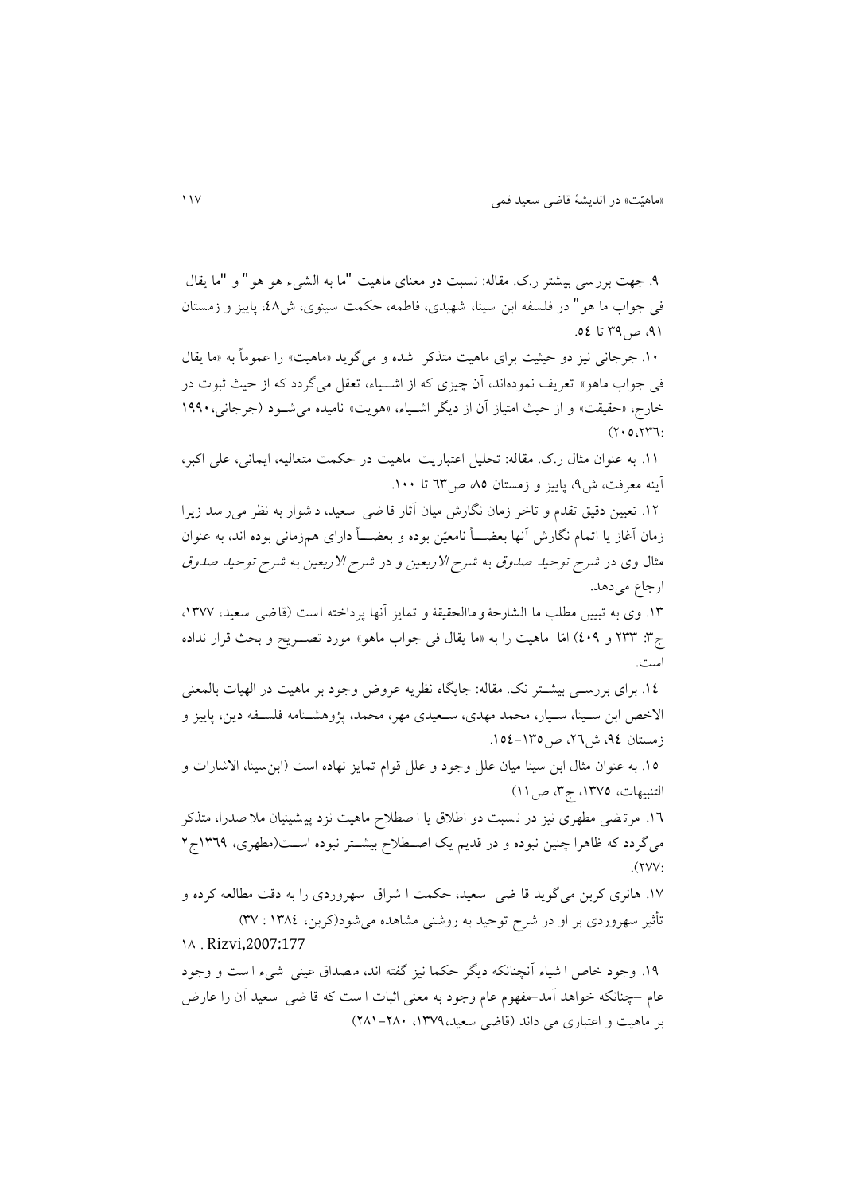۹. جهت بررسی بیشتر ر.ک. مقاله: نسبت دو معنای ماهیت "ما به الشیء هو هو" و "ما یقال فی جواب ما هو" در فلسفه ابن سینا، شهیدی، فاطمه، حکمت سینوی، ش۴۸، پاییز و زمستان ۹۱، ص۳۹ تا ٥٤.

۱۰. جرجانی نیز دو حیثیت برای ماهیت متذکر شده و می‌گوید «ماهیت» را عموماً به «ما یقال فی جواب ماهو» تعریف نموده‌اند، آن چیزی که از اشـیاء، تعقل می‌گردد که از حیث ثبوت در خارج، «حقیقت» و از حیث امتیاز آن از دیگر اشـیاء، «هویت» نامیده می‌شـود (جرجانی،۱۹۹۰ :۲۰٥،۲۳٦).

۱۱. به عنوان مثال ر.ک. مقاله: تحلیل اعتباریت ماهیت در حکمت متعالیه، ایمانی، علی اکبر، آینه معرفت، ش۹، پاییز و زمستان ۸٥، ص٦۳ تا ۱۰۰.

۱۲. تعیین دقیق تقدم و تاخر زمان نگارش میان آثار قاضی سعید، دشوار به نظر می‌رسد زیرا زمان آغاز یا اتمام نگارش آنها بعضـاً نامعیّن بوده و بعضـاً دارای هم‌زمانی بوده اند، به عنوان مثال وی در *شرح توحید صدوق* به *شرح الاربعین* و در *شرح الاربعین* به *شرح توحید صدوق* ارجاع می‌دهد.

۱۳. وی به تبیین مطلب ما الشارحة و ماالحقیقة و تمایز آنها پرداخته است (قاضی سعید، ۱۳۷۷، ج۳: ۲۳۳ و ٤۰۹) امّا ماهیت را به «ما یقال فی جواب ماهو» مورد تصـریح و بحث قرار نداده است.

١٤. برای بررسـی بیشـتر نک. مقاله: جایگاه نظریه عروض وجود بر ماهیت در الهیات بالمعنی الاخص ابن سـینا، سـیار، محمد مهدی، سـعیدی مهر، محمد، پژوهشـنامه فلسـفه دین، پاییز و زمستان ٩٤، ش٢٦، ص١٣٥-١٥٤.

١٥. به عنوان مثال ابن سینا میان علل وجود و علل قوام تمایز نهاده است (ابن‌سینا، الاشارات و التنبیهات، ١٣٧٥، ج٣، ص١١)

١٦. مرتضی مطهری نیز در نسبت دو اطلاق یا اصطلاح ماهیت نزد پیشینیان ملاصدرا، متذکر می‌گردد که ظاهرا چنین نبوده و در قدیم یک اصـطلاح بیشـتر نبوده اسـت(مطهری، ١٣٦٩ج٢ :٢٧٧).

١٧. هانری کربن می‌گوید قاضی سعید، حکمت اشراق سهروردی را به دقت مطالعه کرده و تأثیر سهروردی بر او در شرح توحید به روشنی مشاهده می‌شود(کربن، ١٣٨٤ : ٣٧)

١٨ . Rizvi,2007:177

١٩. وجود خاص اشیاء آنچنانکه دیگر حکما نیز گفته اند، مصداق عینی شیء است و وجود عام –چنانکه خواهد آمد–مفهوم عام وجود به معنی اثبات است که قاضی سعید آن را عارض بر ماهیت و اعتباری می داند (قاضی سعید،١٣٧٩، ٢٨٠-٢٨١)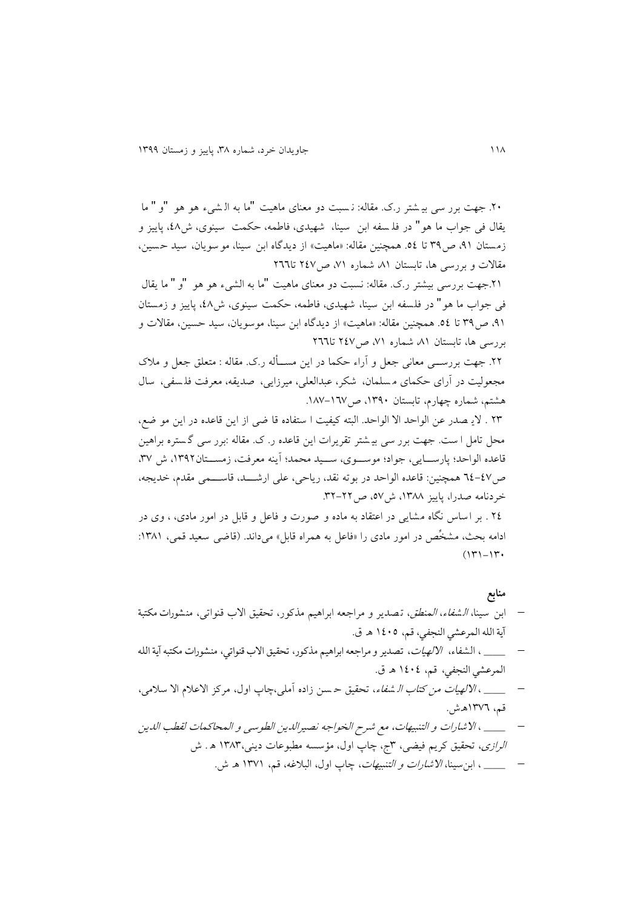۲۰. جهت بررسی بیشتر ر.ک. مقاله: نسبت دو معنای ماهیت "ما به الشیء هو هو "و" ما یقال فی جواب ما هو" در فلسفه ابن سینا، شهیدی، فاطمه، حکمت سینوی، ش۴۸، پاییز و زمستان ۹۱، ص۳۹ تا ٥٤. همچنین مقاله: «ماهیت» از دیدگاه ابن سینا، موسویان، سید حسین، مقالات و بررسی ها، تابستان ۸۱، شماره ۷۱، ص۲٤۷ تا۲٦٦

۲۱.جهت بررسی بیشتر ر.ک. مقاله: نسبت دو معنای ماهیت "ما به الشیء هو هو "و" ما یقال فی جواب ما هو" در فلسفه ابن سینا، شهیدی، فاطمه، حکمت سینوی، ش۴۸، پاییز و زمستان ۹۱، ص۳۹ تا ٥٤. همچنین مقاله: «ماهیت» از دیدگاه ابن سینا، موسویان، سید حسین، مقالات و بررسی ها، تابستان ۸۱، شماره ۷۱، ص۲٤۷ تا۲٦٦

۲۲. جهت بررسی معانی جعل و آراء حکما در این مسأله ر.ک. مقاله : متعلق جعل و ملاک مجعولیت در آرای حکمای مسلمان، شکر، عبدالعلی، میرزایی، صدیقه، معرفت فلسفی، سال هشتم، شماره چهارم، تابستان ۱۳۹۰، ص۱٦۷-۱۸۷.

۲۳ . لایصدر عن الواحد الا الواحد. البته کیفیت استفاده قاضی از این قاعده در این موضع، محل تامل است. جهت بررسی بیشتر تقریرات این قاعده ر.ک. مقاله :بررسی گستره براهین قاعده الواحد؛ پارسایی، جواد؛ موسوی، سید محمد؛ آینه معرفت، زمستان۱۳۹۲، ش ۳۷، ص٤۷-٦٤ همچنین: قاعده الواحد در بوته نقد، ریاحی، علی ارشد، قاسمی مقدم، خدیجه، خردنامه صدرا، پاییز ۱۳۸۸، ش۵۷، ص۲۲-۳۲.

۲٤ . بر اساس نگاه مشایی در اعتقاد به ماده و صورت و فاعل و قابل در امور مادی، ، وی در ادامه بحث، مشخِّص در امور مادی را «فاعل به همراه قابل» می‌داند. (قاضی سعید قمی، ۱۳۸۱: ۱۳۰-۱۳۱)

## منابع

- ابن سینا، *الشفاء، المنطق*، تصدیر و مراجعه ابراهیم مذکور، تحقیق الاب قنواتی، منشورات مکتبة آیة الله المرعشي النجفي، قم، ۱٤۰۵ هـ ق.
- ______ ، الشفاء، *الالهیات*، تصدیر و مراجعه ابراهیم مذکور، تحقیق الاب قنواتي، منشورات مکتبه آیة الله المرعشي النجفي، قم، ۱٤۰٤ هـ ق.
- ______ ، *الالهیات من کتاب الشفاء*، تحقیق حسن زاده آملی،چاپ اول، مرکز الاعلام الا سلامی، قم، ۱۳۷٦هـش.
- ______ ، *الاشارات و التنبیهات، مع شرح الخواجه نصیرالدین الطوسی و المحاکمات لقطب الدین الرازی*، تحقیق کریم فیضی، ۳ج، چاپ اول، مؤسسه مطبوعات دینی،۱۳۸۳ هـ . ش
- ______ ، ابن‌سینا، *الاشارات و التنبیهات*، چاپ اول، البلاغه، قم، ۱۳۷۱ هـ ش.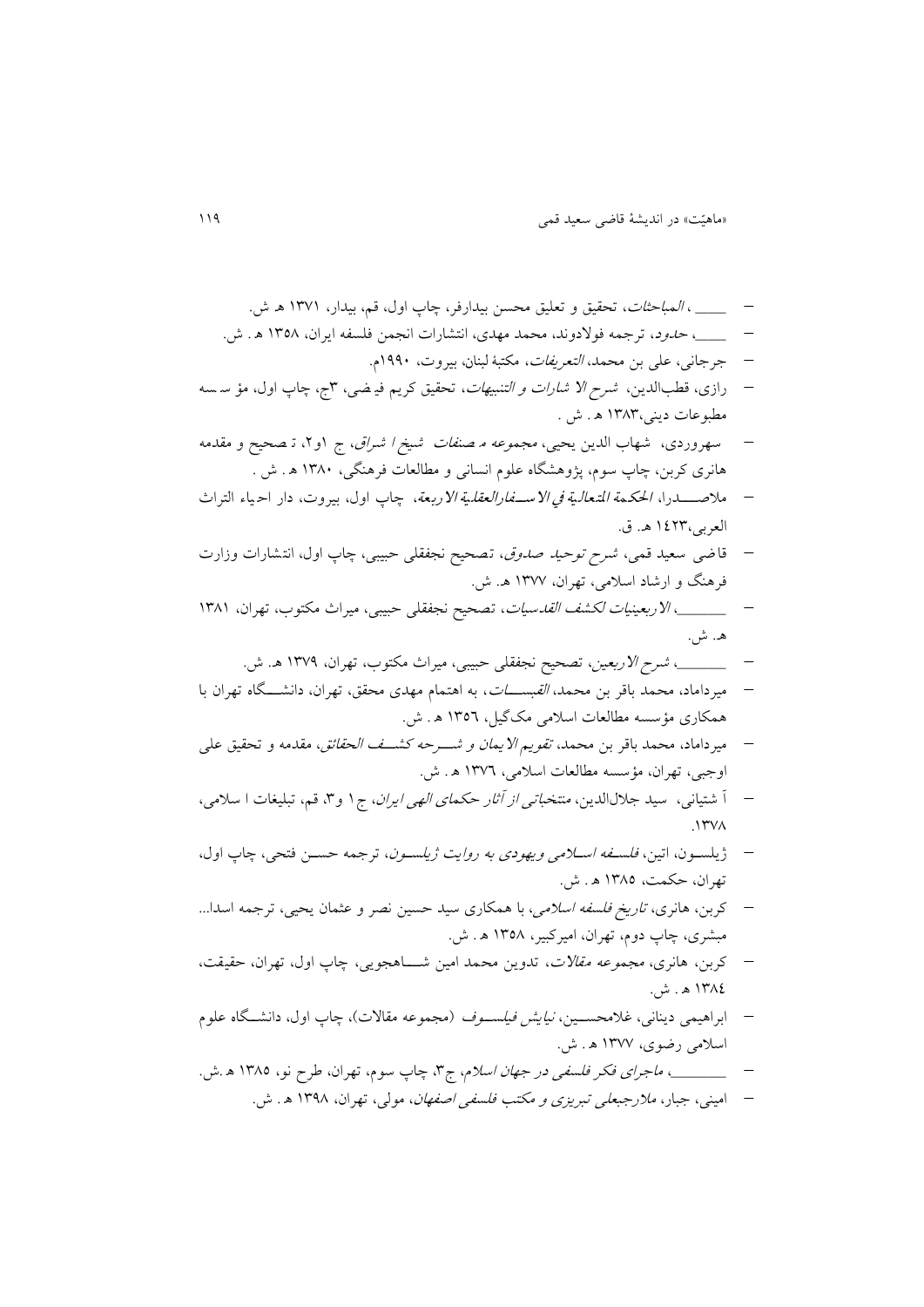- ـــــــ ، *المباحثات*، تحقیق و تعلیق محسن بیدارفر، چاپ اول، قم، بیدار، ۱۳۷۱ هـ ش.
- ـــــــ، *حدود*، ترجمه فولادوند، محمد مهدی، انتشارات انجمن فلسفه ایران، ۱۳۵۸ هـ . ش.
- جرجانی، علی بن محمد، *التعریفات*، مکتبة لبنان، بیروت، ۱۹۹۰م.
- رازی، قطب‌الدین، *شرح الا شارات و التنبیهات*، تحقیق کریم فیضی، ۳ج، چاپ اول، مؤسسه مطبوعات دینی،۱۳۸۳ هـ . ش .
- سهروردی، شهاب الدین یحیی، *مجموعه مصنفات شیخ اشراق*، ج ۱و۲، تصحیح و مقدمه هانری کربن، چاپ سوم، پژوهشگاه علوم انسانی و مطالعات فرهنگی، ۱۳۸۰ هـ . ش .
- ملاصدرا، *الحکمة المتعالیة فی الاسفارالعقلیة الاربعة*، چاپ اول، بیروت، دار احیاء التراث العربی،۱٤۲۳ هـ. ق.
- قاضی سعید قمی، *شرح توحید صدوق*، تصحیح نجفقلی حبیبی، چاپ اول، انتشارات وزارت فرهنگ و ارشاد اسلامی، تهران، ۱۳۷۷ هـ. ش.
- ـــــــ، *الاربعینیات لکشف القدسیات*، تصحیح نجفقلی حبیبی، میراث مکتوب، تهران، ۱۳۸۱ هـ. ش.
- ـــــــ، *شرح الاربعین*، تصحیح نجفقلی حبیبی، میراث مکتوب، تهران، ۱۳۷۹ هـ. ش.
- میرداماد، محمد باقر بن محمد، *القبسات*، به اهتمام مهدی محقق، تهران، دانشگاه تهران با همکاری مؤسسه مطالعات اسلامی مک‌گیل، ۱۳۵٦ هـ . ش.
- میرداماد، محمد باقر بن محمد، *تقویم الایمان و شرحه کشف الحقائق*، مقدمه و تحقیق علی اوجبی، تهران، مؤسسه مطالعات اسلامی، ۱۳۷٦ هـ . ش.
- آ شتیانی، سید جلال‌الدین، *منتخباتی از آثار حکمای الهی ایران*، ج۱ و۳، قم، تبلیغات اسلامی، ۱۳۷۸.
- ژیلسون، اتین، *فلسفه اسلامی ویهودی به روایت ژیلسون*، ترجمه حسن فتحی، چاپ اول، تهران، حکمت، ۱۳۸۵ هـ . ش.
- کربن، هانری، *تاریخ فلسفه اسلامی*، با همکاری سید حسین نصر و عثمان یحیی، ترجمه اسدا... مبشری، چاپ دوم، تهران، امیرکبیر، ۱۳۵۸ هـ . ش.
- کربن، هانری، *مجموعه مقالات*، تدوین محمد امین شاهجویی، چاپ اول، تهران، حقیقت، ۱۳۸٤ هـ . ش.
- ابراهیمی دینانی، غلامحسین، *نیایش فیلسوف* (مجموعه مقالات)، چاپ اول، دانشگاه علوم اسلامی رضوی، ۱۳۷۷ هـ . ش.
- ـــــــ، *ماجرای فکر فلسفی در جهان اسلام*، ج۳، چاپ سوم، تهران، طرح نو، ۱۳۸۵ هـ.ش.
- امینی، جبار، *ملارجبعلی تبریزی و مکتب فلسفی اصفهان*، مولی، تهران، ۱۳۹۸ هـ . ش.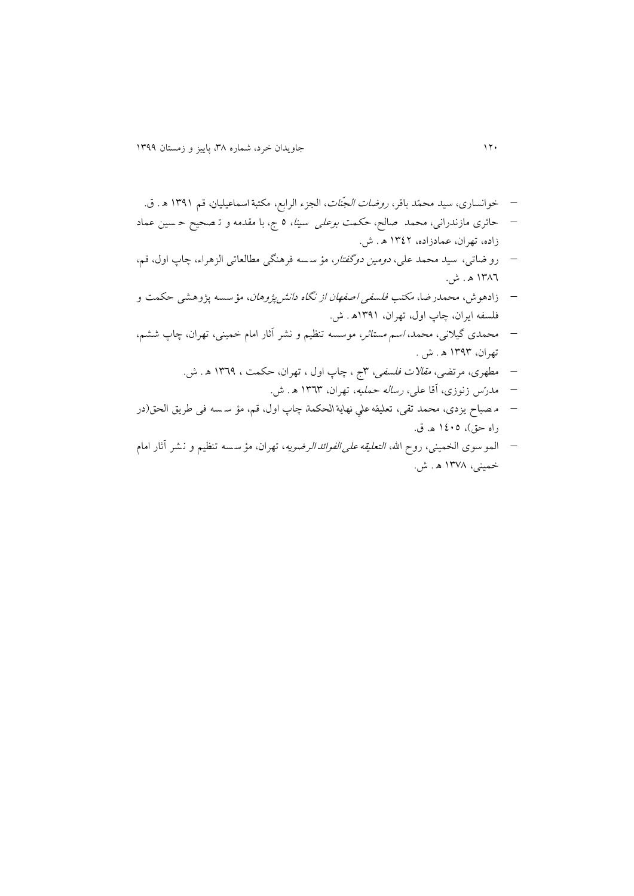- خوانساری، سید محمّد باقر، *روضات الجنّات*، الجزء الرابع، مکتبة اسماعیلیان، قم ۱۳۹۱ هـ. ق.
- حائری مازندرانی، محمد صالح، حکمت *بوعلی سینا*، ۵ ج، با مقدمه و تصحیح حسین عماد زاده، تهران، عمادزاده، ۱۳٤۲ هـ. ش.
- روضاتی، سید محمد علی، *دومین دوگفتار*، مؤسسه فرهنگی مطالعاتی الزهراء، چاپ اول، قم، ۱۳۸٦ هـ. ش.
- زادهوش، محمدرضا، مکتب *فلسفی اصفهان از نگاه دانش‌پژوهان*، مؤسسه پژوهشی حکمت و فلسفه ایران، چاپ اول، تهران، ۱۳۹۱هـ. ش.
- محمدی گیلانی، محمد، *اسم مستاثر*، موسسه تنظیم و نشر آثار امام خمینی، تهران، چاپ ششم، تهران، ۱۳۹۳ هـ. ش.
- مطهری، مرتضی، *مقالات فلسفی*، ۳ج، چاپ اول، تهران، حکمت، ۱۳٦۹ هـ. ش.
- مدرّس زنوزی، آقا علی، *رساله حملیه*، تهران، ۱۳٦۳ هـ. ش.
- مصباح یزدی، محمد تقی، تعلیقه علی نهایة الحکمة، چاپ اول، قم، مؤسسه فی طریق الحق(در راه حق)، ۱٤۰۵ هـ ق.
- الموسوی الخمینی، روح الله، *التعلیقه علی الفوائد الرضویه*، تهران، مؤسسه تنظیم و نشر آثار امام خمینی، ۱۳۷۸ هـ. ش.